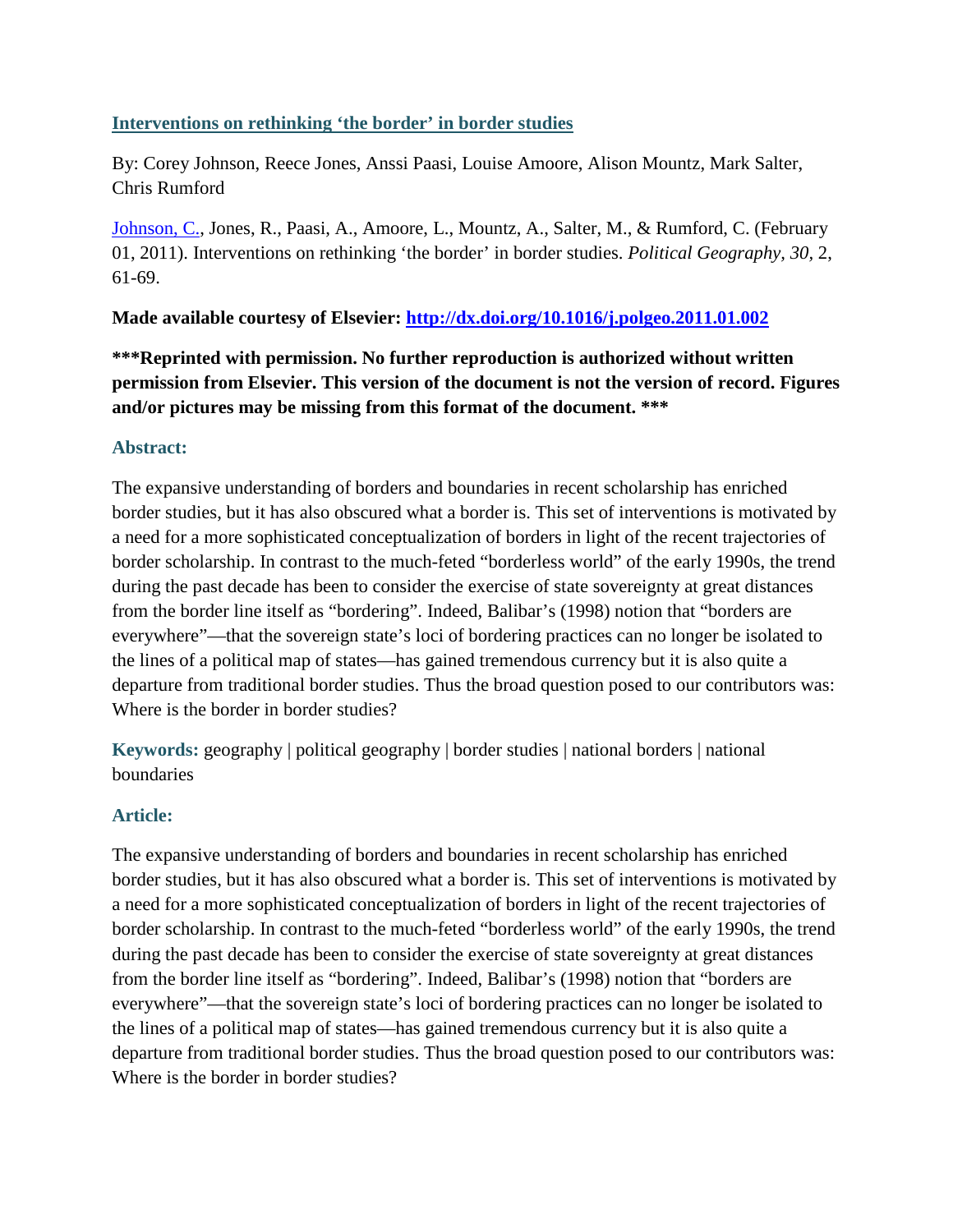**[Interventions on rethinking 'the border' in border studies](http://dx.doi.org/10.1016/j.polgeo.2011.01.002)**

By: Corey Johnson, Reece Jones, Anssi Paasi, Louise Amoore, Alison Mountz, Mark Salter, Chris Rumford

Johnson, C., Jones, R., Paasi, A., Amoore, L., Mountz, A., Salter, M., & Rumford, C. (February 01, 2011). Interventions on rethinking 'the border' in border studies. *Political Geography, 30,* 2, 61-69.

**Made available courtesy of Elsevier: [http://dx.doi.org/10.1016/j.polgeo.2011.01.002](http://dx.doi.org/10.1016/j.polgeo.2011.01.002)**

**\*\*\*Reprinted with permission. No further reproduction is authorized without written permission from Elsevier. This version of the document is not the version of record. Figures and/or pictures may be missing from this format of the document. \*\*\***

### Abstract:

The expansive understanding of borders and boundaries in recent scholarship has enriched border studies, but it has also obscured what a border is. This set of interventions is motivated by a need for a more sophisticated conceptualization of borders in light of the recent trajectories of border scholarship. In contrast to the much-feted "borderless world" of the early 1990s, the trend during the past decade has been to consider the exercise of state sovereignty at great distances from the border line itself as "bordering". Indeed, Balibar's (1998) notion that "borders are everywhere"—that the sovereign state's loci of bordering practices can no longer be isolated to the lines of a political map of states—has gained tremendous currency but it is also quite a departure from traditional border studies. Thus the broad question posed to our contributors was: Where is the border in border studies?

**Keywords:** geography | political geography | border studies | national borders | national boundaries

### Article:

The expansive understanding of borders and boundaries in recent scholarship has enriched border studies, but it has also obscured what a border is. This set of interventions is motivated by a need for a more sophisticated conceptualization of borders in light of the recent trajectories of border scholarship. In contrast to the much-feted "borderless world" of the early 1990s, the trend during the past decade has been to consider the exercise of state sovereignty at great distances from the border line itself as "bordering". Indeed, Balibar's (1998) notion that "borders are everywhere"—that the sovereign state's loci of bordering practices can no longer be isolated to the lines of a political map of states—has gained tremendous currency but it is also quite a departure from traditional border studies. Thus the broad question posed to our contributors was: Where is the border in border studies?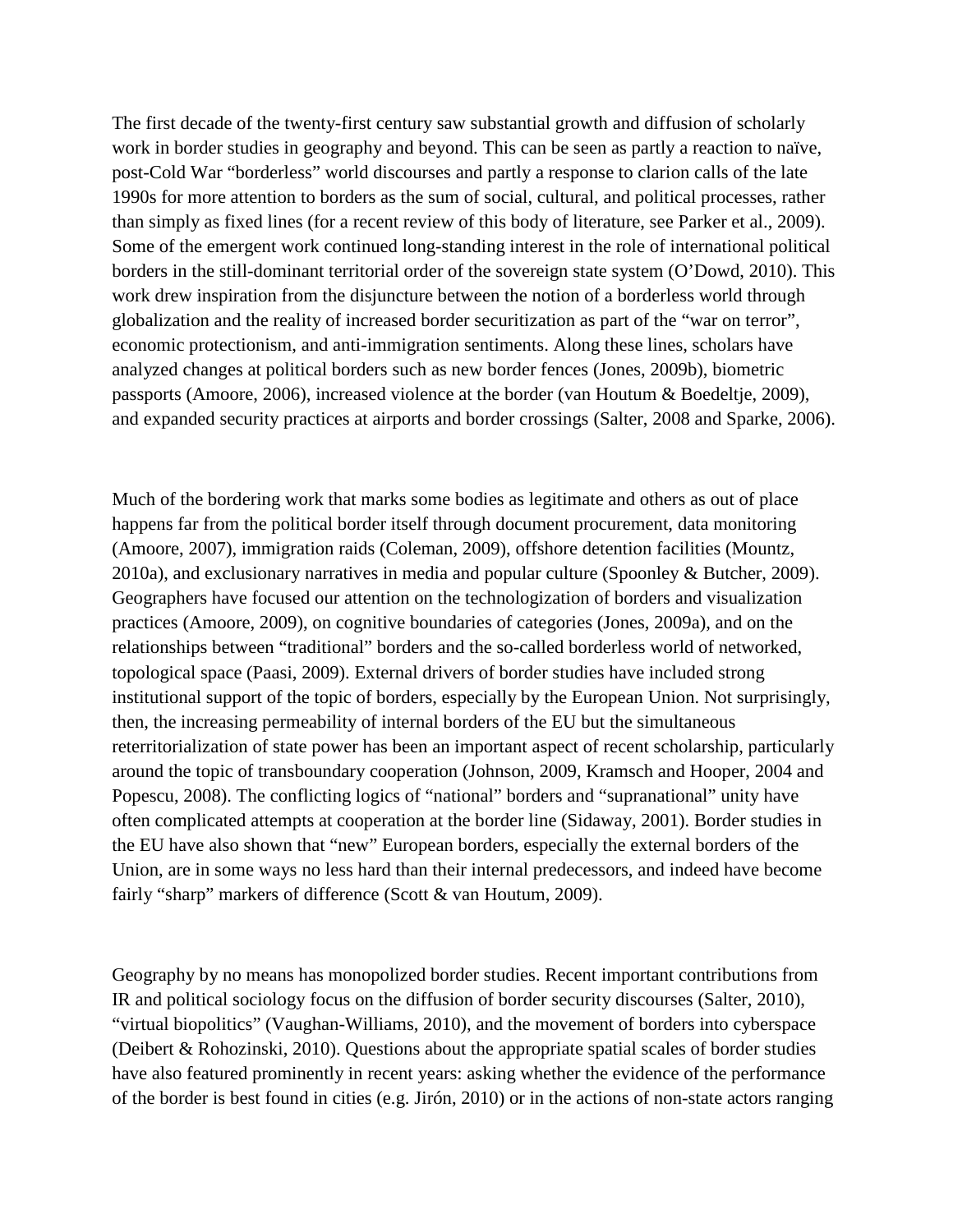The first decade of the twenty-first century saw substantial growth and diffusion of scholarly work in border studies in geography and beyond. This can be seen as partly a reaction to naïve, post-Cold War "borderless" world discourses and partly a response to clarion calls of the late 1990s for more attention to borders as the sum of social, cultural, and political processes, rather than simply as fixed lines (for a recent review of this body of literature, see Parker et al., 2009). Some of the emergent work continued long-standing interest in the role of international political borders in the still-dominant territorial order of the sovereign state system (O'Dowd, 2010). This work drew inspiration from the disjuncture between the notion of a borderless world through globalization and the reality of increased border securitization as part of the "war on terror", economic protectionism, and anti-immigration sentiments. Along these lines, scholars have analyzed changes at political borders such as new border fences (Jones, 2009b), biometric passports (Amoore, 2006), increased violence at the border (van Houtum & Boedeltje, 2009), and expanded security practices at airports and border crossings (Salter, 2008 and Sparke, 2006).

Much of the bordering work that marks some bodies as legitimate and others as out of place happens far from the political border itself through document procurement, data monitoring (Amoore, 2007), immigration raids (Coleman, 2009), offshore detention facilities (Mountz, 2010a), and exclusionary narratives in media and popular culture (Spoonley & Butcher, 2009). Geographers have focused our attention on the technologization of borders and visualization practices (Amoore, 2009), on cognitive boundaries of categories (Jones, 2009a), and on the relationships between "traditional" borders and the so-called borderless world of networked, topological space (Paasi, 2009). External drivers of border studies have included strong institutional support of the topic of borders, especially by the European Union. Not surprisingly, then, the increasing permeability of internal borders of the EU but the simultaneous reterritorialization of state power has been an important aspect of recent scholarship, particularly around the topic of transboundary cooperation (Johnson, 2009, Kramsch and Hooper, 2004 and Popescu, 2008). The conflicting logics of "national" borders and "supranational" unity have often complicated attempts at cooperation at the border line (Sidaway, 2001). Border studies in the EU have also shown that "new" European borders, especially the external borders of the Union, are in some ways no less hard than their internal predecessors, and indeed have become fairly "sharp" markers of difference (Scott & van Houtum, 2009).

Geography by no means has monopolized border studies. Recent important contributions from IR and political sociology focus on the diffusion of border security discourses (Salter, 2010), "virtual biopolitics" (Vaughan-Williams, 2010), and the movement of borders into cyberspace (Deibert & Rohozinski, 2010). Questions about the appropriate spatial scales of border studies have also featured prominently in recent years: asking whether the evidence of the performance of the border is best found in cities (e.g. Jirón, 2010) or in the actions of non-state actors ranging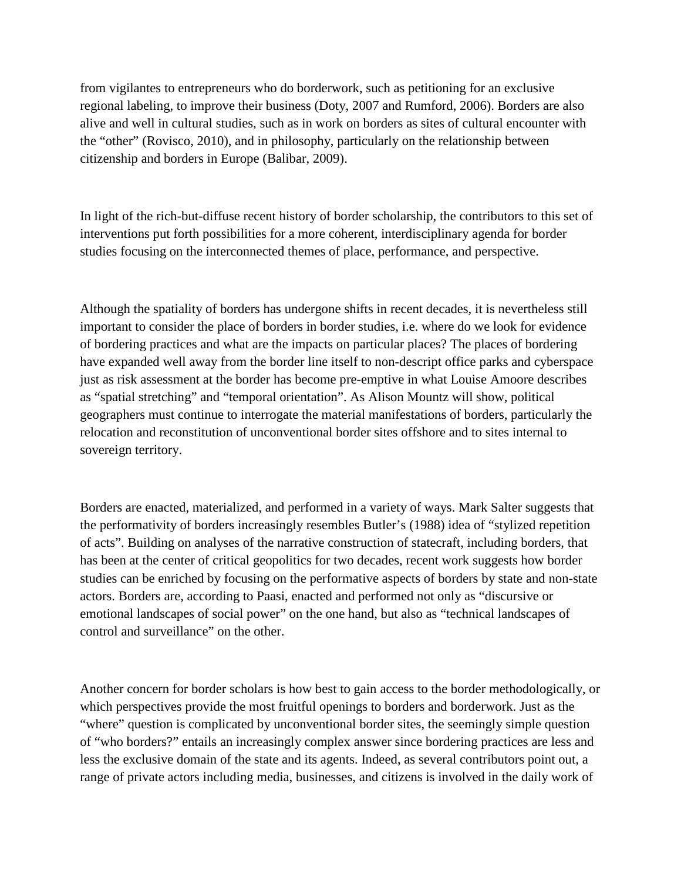from vigilantes to entrepreneurs who do borderwork, such as petitioning for an exclusive regional labeling, to improve their business (Doty, 2007 and Rumford, 2006). Borders are also alive and well in cultural studies, such as in work on borders as sites of cultural encounter with the "other" (Rovisco, 2010), and in philosophy, particularly on the relationship between citizenship and borders in Europe (Balibar, 2009).

In light of the rich-but-diffuse recent history of border scholarship, the contributors to this set of interventions put forth possibilities for a more coherent, interdisciplinary agenda for border studies focusing on the interconnected themes of place, performance, and perspective.

Although the spatiality of borders has undergone shifts in recent decades, it is nevertheless still important to consider the place of borders in border studies, i.e. where do we look for evidence of bordering practices and what are the impacts on particular places? The places of bordering have expanded well away from the border line itself to non-descript office parks and cyberspace just as risk assessment at the border has become pre-emptive in what Louise Amoore describes as "spatial stretching" and "temporal orientation". As Alison Mountz will show, political geographers must continue to interrogate the material manifestations of borders, particularly the relocation and reconstitution of unconventional border sites offshore and to sites internal to sovereign territory.

Borders are enacted, materialized, and performed in a variety of ways. Mark Salter suggests that the performativity of borders increasingly resembles Butler's (1988) idea of "stylized repetition of acts". Building on analyses of the narrative construction of statecraft, including borders, that has been at the center of critical geopolitics for two decades, recent work suggests how border studies can be enriched by focusing on the performative aspects of borders by state and non-state actors. Borders are, according to Paasi, enacted and performed not only as "discursive or emotional landscapes of social power" on the one hand, but also as "technical landscapes of control and surveillance" on the other.

Another concern for border scholars is how best to gain access to the border methodologically, or which perspectives provide the most fruitful openings to borders and borderwork. Just as the "where" question is complicated by unconventional border sites, the seemingly simple question of "who borders?" entails an increasingly complex answer since bordering practices are less and less the exclusive domain of the state and its agents. Indeed, as several contributors point out, a range of private actors including media, businesses, and citizens is involved in the daily work of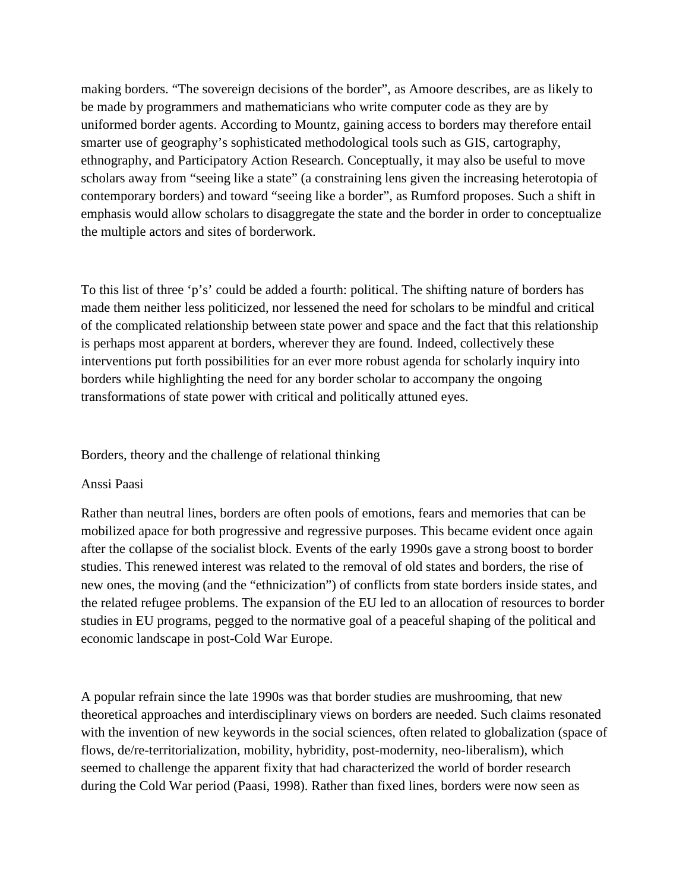making borders. "The sovereign decisions of the border", as Amoore describes, are as likely to be made by programmers and mathematicians who write computer code as they are by uniformed border agents. According to Mountz, gaining access to borders may therefore entail smarter use of geography's sophisticated methodological tools such as GIS, cartography, ethnography, and Participatory Action Research. Conceptually, it may also be useful to move scholars away from "seeing like a state" (a constraining lens given the increasing heterotopia of contemporary borders) and toward "seeing like a border", as Rumford proposes. Such a shift in emphasis would allow scholars to disaggregate the state and the border in order to conceptualize the multiple actors and sites of borderwork.

To this list of three 'p's' could be added a fourth: political. The shifting nature of borders has made them neither less politicized, nor lessened the need for scholars to be mindful and critical of the complicated relationship between state power and space and the fact that this relationship is perhaps most apparent at borders, wherever they are found. Indeed, collectively these interventions put forth possibilities for an ever more robust agenda for scholarly inquiry into borders while highlighting the need for any border scholar to accompany the ongoing transformations of state power with critical and politically attuned eyes.

## Borders, theory and the challenge of relational thinking

Anssi Paasi

Rather than neutral lines, borders are often pools of emotions, fears and memories that can be mobilized apace for both progressive and regressive purposes. This became evident once again after the collapse of the socialist block. Events of the early 1990s gave a strong boost to border studies. This renewed interest was related to the removal of old states and borders, the rise of new ones, the moving (and the "ethnicization") of conflicts from state borders inside states, and the related refugee problems. The expansion of the EU led to an allocation of resources to border studies in EU programs, pegged to the normative goal of a peaceful shaping of the political and economic landscape in post-Cold War Europe.

A popular refrain since the late 1990s was that border studies are mushrooming, that new theoretical approaches and interdisciplinary views on borders are needed. Such claims resonated with the invention of new keywords in the social sciences, often related to globalization (space of flows, de/re-territorialization, mobility, hybridity, post-modernity, neo-liberalism), which seemed to challenge the apparent fixity that had characterized the world of border research during the Cold War period (Paasi, 1998). Rather than fixed lines, borders were now seen as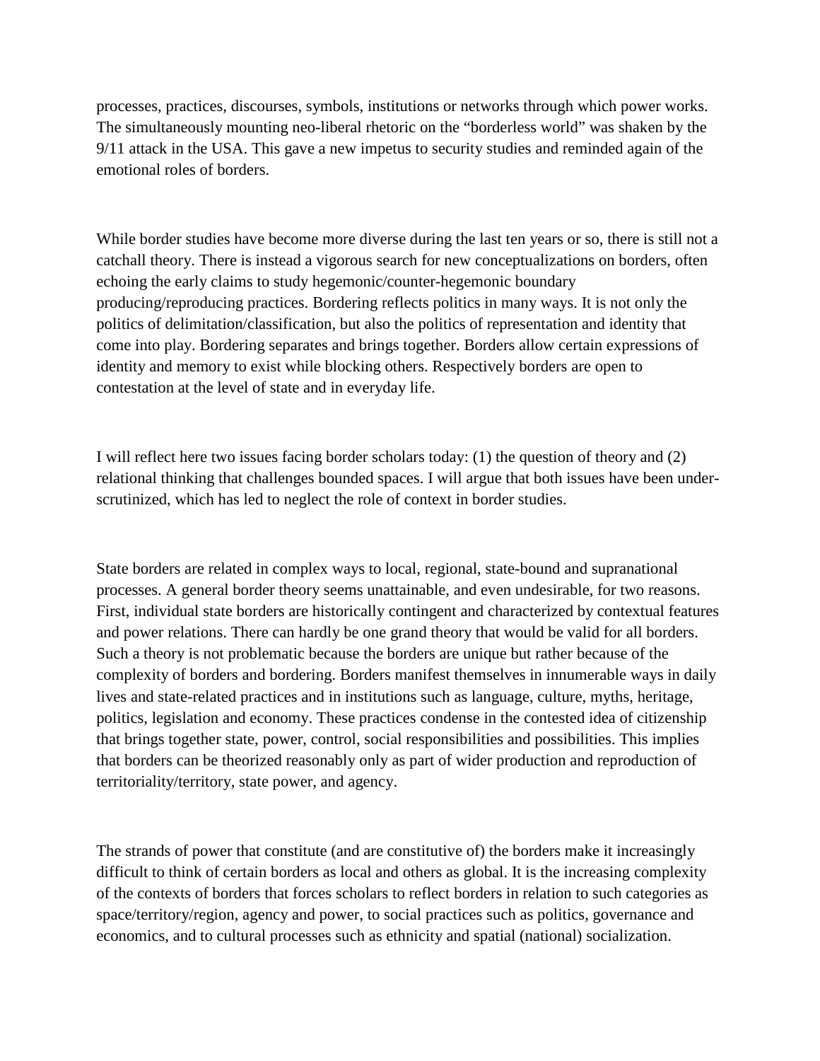processes, practices, discourses, symbols, institutions or networks through which power works. The simultaneously mounting neo-liberal rhetoric on the "borderless world" was shaken by the 9/11 attack in the USA. This gave a new impetus to security studies and reminded again of the emotional roles of borders.

While border studies have become more diverse during the last ten years or so, there is still not a catchall theory. There is instead a vigorous search for new conceptualizations on borders, often echoing the early claims to study hegemonic/counter-hegemonic boundary producing/reproducing practices. Bordering reflects politics in many ways. It is not only the politics of delimitation/classification, but also the politics of representation and identity that come into play. Bordering separates and brings together. Borders allow certain expressions of identity and memory to exist while blocking others. Respectively borders are open to contestation at the level of state and in everyday life.

I will reflect here two issues facing border scholars today: (1) the question of theory and (2) relational thinking that challenges bounded spaces. I will argue that both issues have been under-scrutinized, which has led to neglect the role of context in border studies.

State borders are related in complex ways to local, regional, state-bound and supranational processes. A general border theory seems unattainable, and even undesirable, for two reasons. First, individual state borders are historically contingent and characterized by contextual features and power relations. There can hardly be one grand theory that would be valid for all borders. Such a theory is not problematic because the borders are unique but rather because of the complexity of borders and bordering. Borders manifest themselves in innumerable ways in daily lives and state-related practices and in institutions such as language, culture, myths, heritage, politics, legislation and economy. These practices condense in the contested idea of citizenship that brings together state, power, control, social responsibilities and possibilities. This implies that borders can be theorized reasonably only as part of wider production and reproduction of territoriality/territory, state power, and agency.

The strands of power that constitute (and are constitutive of) the borders make it increasingly difficult to think of certain borders as local and others as global. It is the increasing complexity of the contexts of borders that forces scholars to reflect borders in relation to such categories as space/territory/region, agency and power, to social practices such as politics, governance and economics, and to cultural processes such as ethnicity and spatial (national) socialization.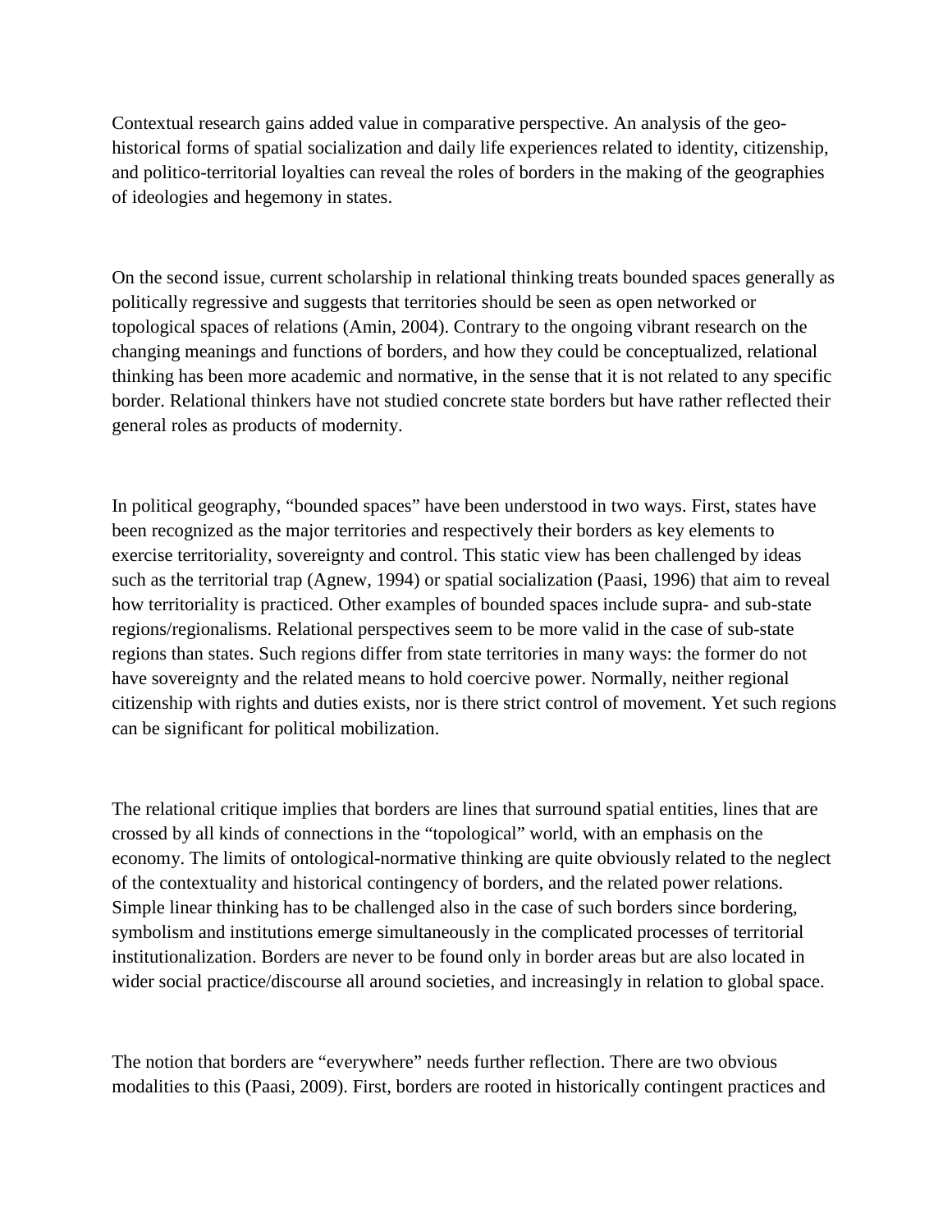Contextual research gains added value in comparative perspective. An analysis of the geo-historical forms of spatial socialization and daily life experiences related to identity, citizenship, and politico-territorial loyalties can reveal the roles of borders in the making of the geographies of ideologies and hegemony in states.

On the second issue, current scholarship in relational thinking treats bounded spaces generally as politically regressive and suggests that territories should be seen as open networked or topological spaces of relations (Amin, 2004). Contrary to the ongoing vibrant research on the changing meanings and functions of borders, and how they could be conceptualized, relational thinking has been more academic and normative, in the sense that it is not related to any specific border. Relational thinkers have not studied concrete state borders but have rather reflected their general roles as products of modernity.

In political geography, "bounded spaces" have been understood in two ways. First, states have been recognized as the major territories and respectively their borders as key elements to exercise territoriality, sovereignty and control. This static view has been challenged by ideas such as the territorial trap (Agnew, 1994) or spatial socialization (Paasi, 1996) that aim to reveal how territoriality is practiced. Other examples of bounded spaces include supra- and sub-state regions/regionalisms. Relational perspectives seem to be more valid in the case of sub-state regions than states. Such regions differ from state territories in many ways: the former do not have sovereignty and the related means to hold coercive power. Normally, neither regional citizenship with rights and duties exists, nor is there strict control of movement. Yet such regions can be significant for political mobilization.

The relational critique implies that borders are lines that surround spatial entities, lines that are crossed by all kinds of connections in the "topological" world, with an emphasis on the economy. The limits of ontological-normative thinking are quite obviously related to the neglect of the contextuality and historical contingency of borders, and the related power relations. Simple linear thinking has to be challenged also in the case of such borders since bordering, symbolism and institutions emerge simultaneously in the complicated processes of territorial institutionalization. Borders are never to be found only in border areas but are also located in wider social practice/discourse all around societies, and increasingly in relation to global space.

The notion that borders are "everywhere" needs further reflection. There are two obvious modalities to this (Paasi, 2009). First, borders are rooted in historically contingent practices and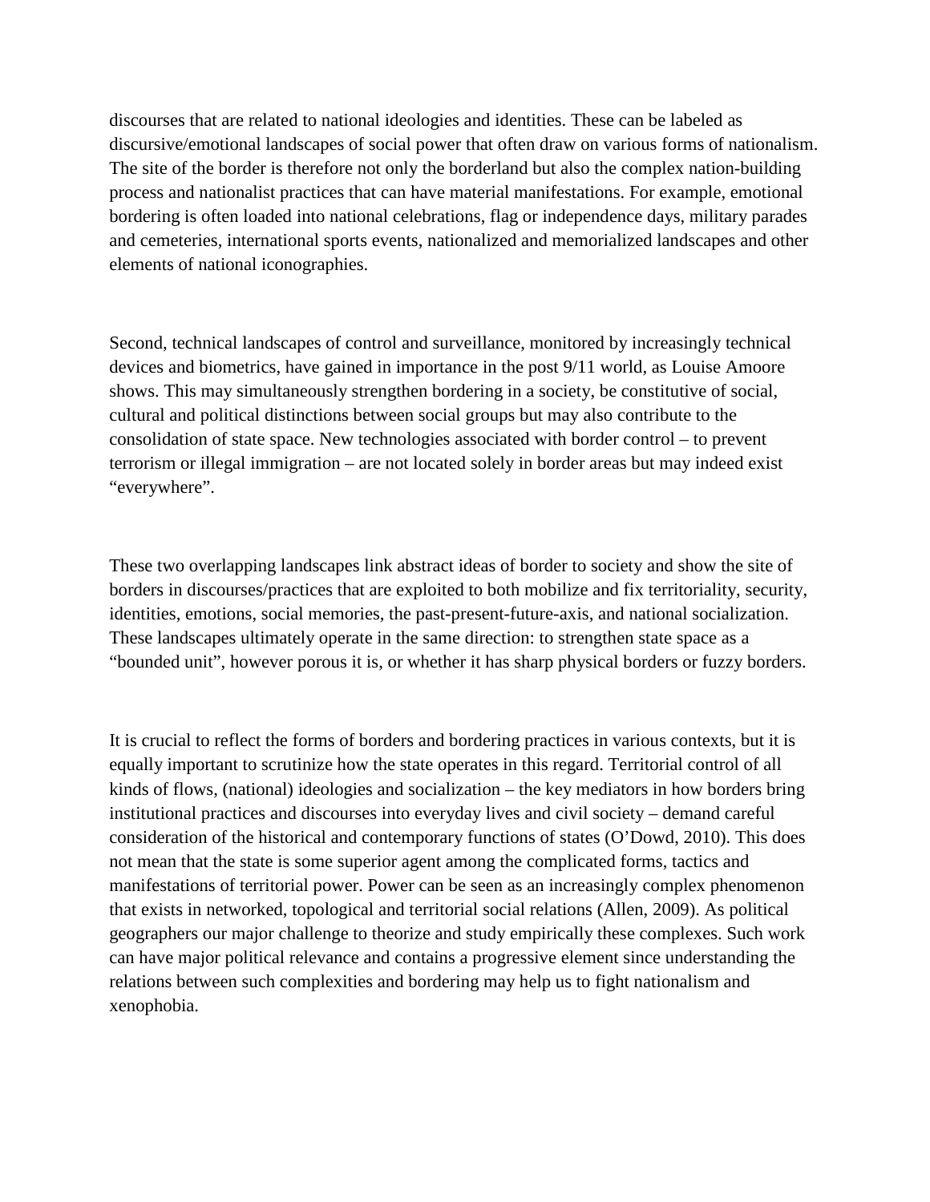discourses that are related to national ideologies and identities. These can be labeled as discursive/emotional landscapes of social power that often draw on various forms of nationalism. The site of the border is therefore not only the borderland but also the complex nation-building process and nationalist practices that can have material manifestations. For example, emotional bordering is often loaded into national celebrations, flag or independence days, military parades and cemeteries, international sports events, nationalized and memorialized landscapes and other elements of national iconographies.

Second, technical landscapes of control and surveillance, monitored by increasingly technical devices and biometrics, have gained in importance in the post 9/11 world, as Louise Amoore shows. This may simultaneously strengthen bordering in a society, be constitutive of social, cultural and political distinctions between social groups but may also contribute to the consolidation of state space. New technologies associated with border control – to prevent terrorism or illegal immigration – are not located solely in border areas but may indeed exist "everywhere".

These two overlapping landscapes link abstract ideas of border to society and show the site of borders in discourses/practices that are exploited to both mobilize and fix territoriality, security, identities, emotions, social memories, the past-present-future-axis, and national socialization. These landscapes ultimately operate in the same direction: to strengthen state space as a "bounded unit", however porous it is, or whether it has sharp physical borders or fuzzy borders.

It is crucial to reflect the forms of borders and bordering practices in various contexts, but it is equally important to scrutinize how the state operates in this regard. Territorial control of all kinds of flows, (national) ideologies and socialization – the key mediators in how borders bring institutional practices and discourses into everyday lives and civil society – demand careful consideration of the historical and contemporary functions of states (O'Dowd, 2010). This does not mean that the state is some superior agent among the complicated forms, tactics and manifestations of territorial power. Power can be seen as an increasingly complex phenomenon that exists in networked, topological and territorial social relations (Allen, 2009). As political geographers our major challenge to theorize and study empirically these complexes. Such work can have major political relevance and contains a progressive element since understanding the relations between such complexities and bordering may help us to fight nationalism and xenophobia.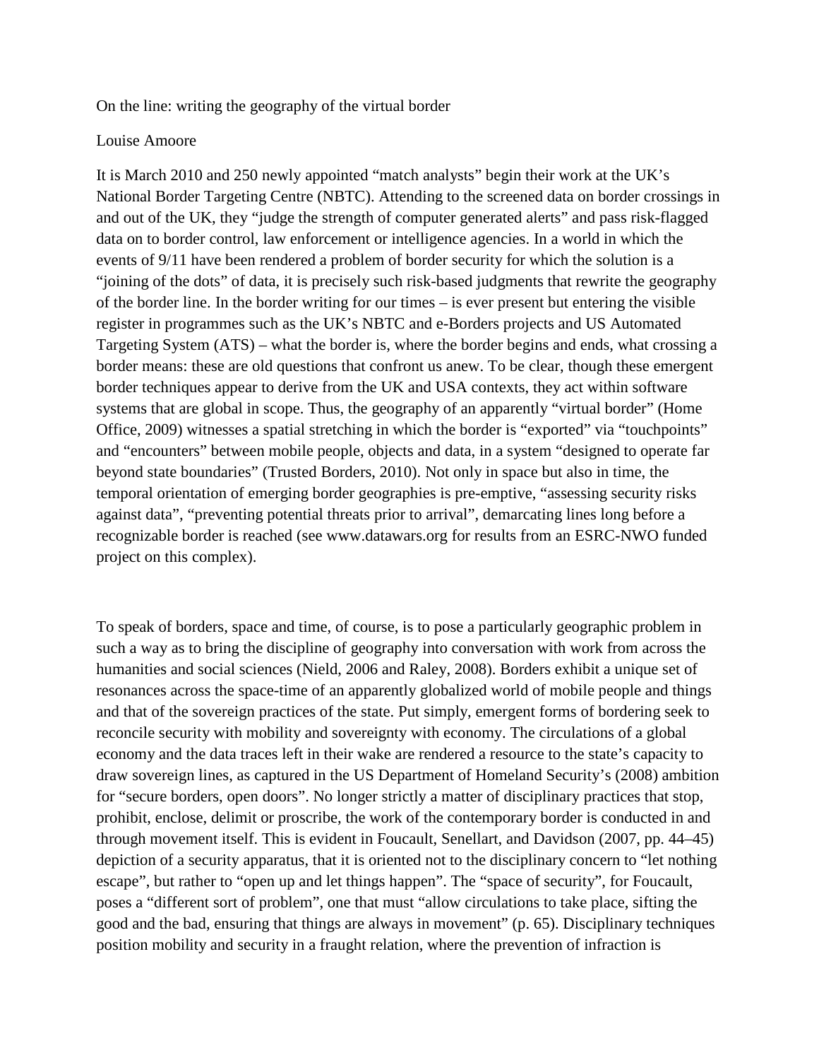On the line: writing the geography of the virtual border

Louise Amoore

It is March 2010 and 250 newly appointed "match analysts" begin their work at the UK's National Border Targeting Centre (NBTC). Attending to the screened data on border crossings in and out of the UK, they "judge the strength of computer generated alerts" and pass risk-flagged data on to border control, law enforcement or intelligence agencies. In a world in which the events of 9/11 have been rendered a problem of border security for which the solution is a "joining of the dots" of data, it is precisely such risk-based judgments that rewrite the geography of the border line. In the border writing for our times – is ever present but entering the visible register in programmes such as the UK's NBTC and e-Borders projects and US Automated Targeting System (ATS) – what the border is, where the border begins and ends, what crossing a border means: these are old questions that confront us anew. To be clear, though these emergent border techniques appear to derive from the UK and USA contexts, they act within software systems that are global in scope. Thus, the geography of an apparently "virtual border" (Home Office, 2009) witnesses a spatial stretching in which the border is "exported" via "touchpoints" and "encounters" between mobile people, objects and data, in a system "designed to operate far beyond state boundaries" (Trusted Borders, 2010). Not only in space but also in time, the temporal orientation of emerging border geographies is pre-emptive, "assessing security risks against data", "preventing potential threats prior to arrival", demarcating lines long before a recognizable border is reached (see www.datawars.org for results from an ESRC-NWO funded project on this complex).

To speak of borders, space and time, of course, is to pose a particularly geographic problem in such a way as to bring the discipline of geography into conversation with work from across the humanities and social sciences (Nield, 2006 and Raley, 2008). Borders exhibit a unique set of resonances across the space-time of an apparently globalized world of mobile people and things and that of the sovereign practices of the state. Put simply, emergent forms of bordering seek to reconcile security with mobility and sovereignty with economy. The circulations of a global economy and the data traces left in their wake are rendered a resource to the state's capacity to draw sovereign lines, as captured in the US Department of Homeland Security's (2008) ambition for "secure borders, open doors". No longer strictly a matter of disciplinary practices that stop, prohibit, enclose, delimit or proscribe, the work of the contemporary border is conducted in and through movement itself. This is evident in Foucault, Senellart, and Davidson (2007, pp. 44–45) depiction of a security apparatus, that it is oriented not to the disciplinary concern to "let nothing escape", but rather to "open up and let things happen". The "space of security", for Foucault, poses a "different sort of problem", one that must "allow circulations to take place, sifting the good and the bad, ensuring that things are always in movement" (p. 65). Disciplinary techniques position mobility and security in a fraught relation, where the prevention of infraction is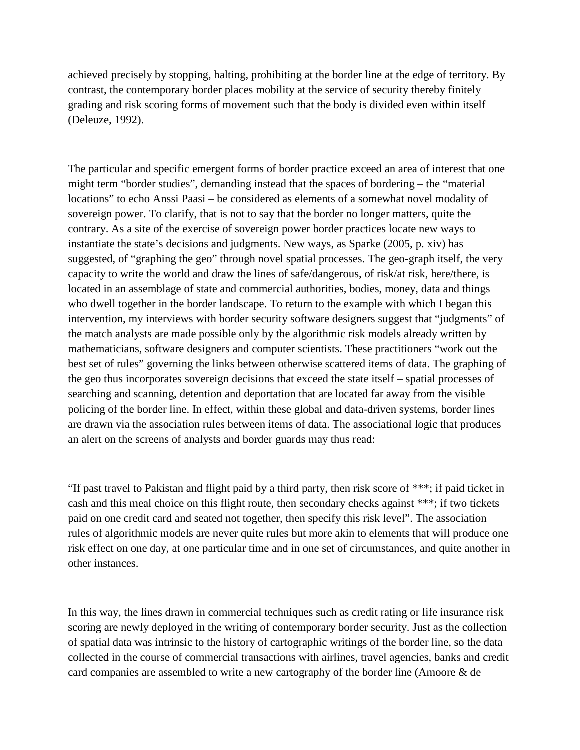achieved precisely by stopping, halting, prohibiting at the border line at the edge of territory. By contrast, the contemporary border places mobility at the service of security thereby finitely grading and risk scoring forms of movement such that the body is divided even within itself (Deleuze, 1992).

The particular and specific emergent forms of border practice exceed an area of interest that one might term "border studies", demanding instead that the spaces of bordering – the "material locations" to echo Anssi Paasi – be considered as elements of a somewhat novel modality of sovereign power. To clarify, that is not to say that the border no longer matters, quite the contrary. As a site of the exercise of sovereign power border practices locate new ways to instantiate the state's decisions and judgments. New ways, as Sparke (2005, p. xiv) has suggested, of "graphing the geo" through novel spatial processes. The geo-graph itself, the very capacity to write the world and draw the lines of safe/dangerous, of risk/at risk, here/there, is located in an assemblage of state and commercial authorities, bodies, money, data and things who dwell together in the border landscape. To return to the example with which I began this intervention, my interviews with border security software designers suggest that "judgments" of the match analysts are made possible only by the algorithmic risk models already written by mathematicians, software designers and computer scientists. These practitioners "work out the best set of rules" governing the links between otherwise scattered items of data. The graphing of the geo thus incorporates sovereign decisions that exceed the state itself – spatial processes of searching and scanning, detention and deportation that are located far away from the visible policing of the border line. In effect, within these global and data-driven systems, border lines are drawn via the association rules between items of data. The associational logic that produces an alert on the screens of analysts and border guards may thus read:

"If past travel to Pakistan and flight paid by a third party, then risk score of ***; if paid ticket in cash and this meal choice on this flight route, then secondary checks against ***; if two tickets paid on one credit card and seated not together, then specify this risk level". The association rules of algorithmic models are never quite rules but more akin to elements that will produce one risk effect on one day, at one particular time and in one set of circumstances, and quite another in other instances.

In this way, the lines drawn in commercial techniques such as credit rating or life insurance risk scoring are newly deployed in the writing of contemporary border security. Just as the collection of spatial data was intrinsic to the history of cartographic writings of the border line, so the data collected in the course of commercial transactions with airlines, travel agencies, banks and credit card companies are assembled to write a new cartography of the border line (Amoore & de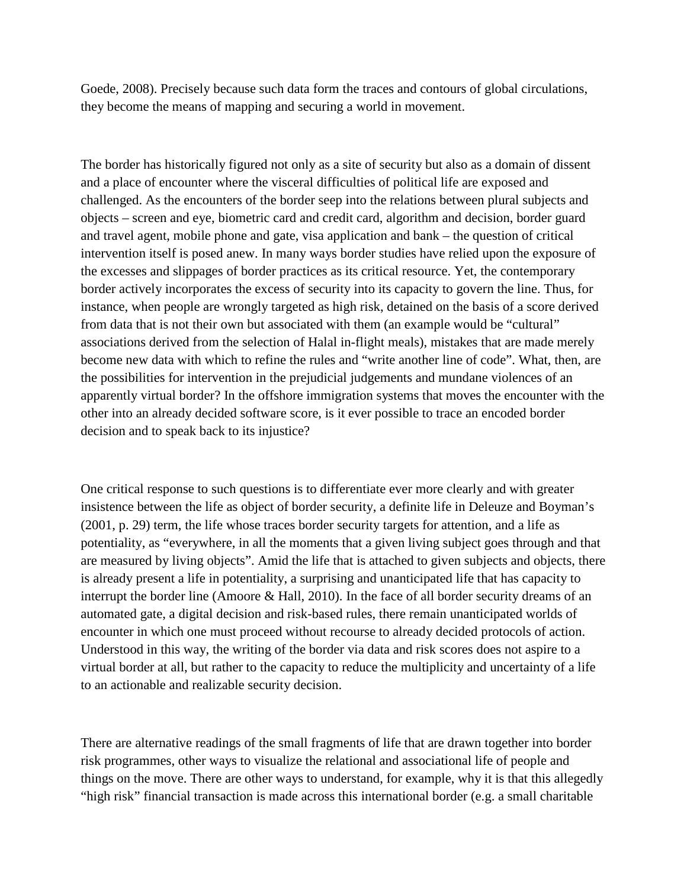Goede, 2008). Precisely because such data form the traces and contours of global circulations, they become the means of mapping and securing a world in movement.

The border has historically figured not only as a site of security but also as a domain of dissent and a place of encounter where the visceral difficulties of political life are exposed and challenged. As the encounters of the border seep into the relations between plural subjects and objects – screen and eye, biometric card and credit card, algorithm and decision, border guard and travel agent, mobile phone and gate, visa application and bank – the question of critical intervention itself is posed anew. In many ways border studies have relied upon the exposure of the excesses and slippages of border practices as its critical resource. Yet, the contemporary border actively incorporates the excess of security into its capacity to govern the line. Thus, for instance, when people are wrongly targeted as high risk, detained on the basis of a score derived from data that is not their own but associated with them (an example would be "cultural" associations derived from the selection of Halal in-flight meals), mistakes that are made merely become new data with which to refine the rules and "write another line of code". What, then, are the possibilities for intervention in the prejudicial judgements and mundane violences of an apparently virtual border? In the offshore immigration systems that moves the encounter with the other into an already decided software score, is it ever possible to trace an encoded border decision and to speak back to its injustice?

One critical response to such questions is to differentiate ever more clearly and with greater insistence between the life as object of border security, a definite life in Deleuze and Boyman's (2001, p. 29) term, the life whose traces border security targets for attention, and a life as potentiality, as "everywhere, in all the moments that a given living subject goes through and that are measured by living objects". Amid the life that is attached to given subjects and objects, there is already present a life in potentiality, a surprising and unanticipated life that has capacity to interrupt the border line (Amoore & Hall, 2010). In the face of all border security dreams of an automated gate, a digital decision and risk-based rules, there remain unanticipated worlds of encounter in which one must proceed without recourse to already decided protocols of action. Understood in this way, the writing of the border via data and risk scores does not aspire to a virtual border at all, but rather to the capacity to reduce the multiplicity and uncertainty of a life to an actionable and realizable security decision.

There are alternative readings of the small fragments of life that are drawn together into border risk programmes, other ways to visualize the relational and associational life of people and things on the move. There are other ways to understand, for example, why it is that this allegedly "high risk" financial transaction is made across this international border (e.g. a small charitable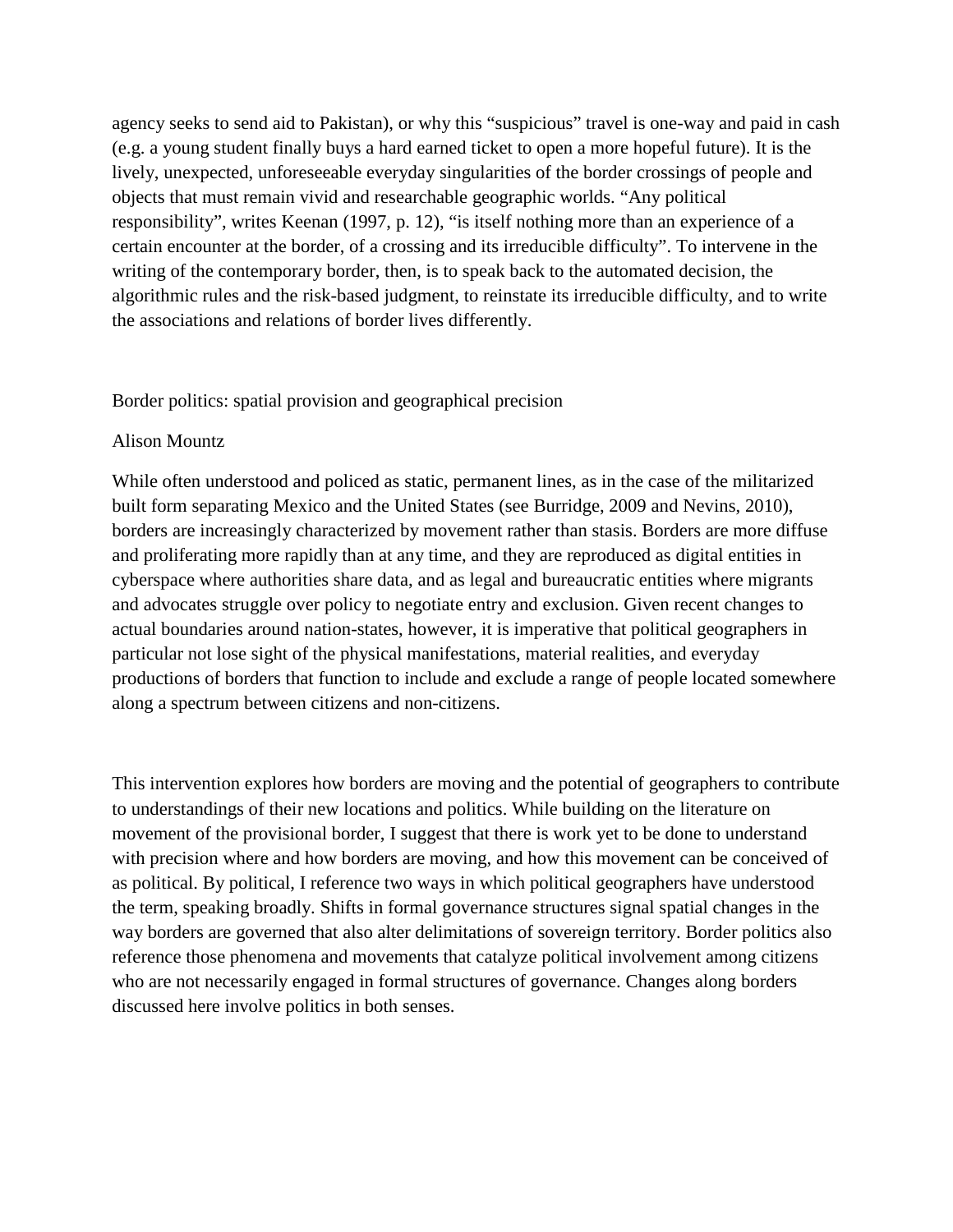agency seeks to send aid to Pakistan), or why this “suspicious” travel is one-way and paid in cash (e.g. a young student finally buys a hard earned ticket to open a more hopeful future). It is the lively, unexpected, unforeseeable everyday singularities of the border crossings of people and objects that must remain vivid and researchable geographic worlds. “Any political responsibility”, writes Keenan (1997, p. 12), “is itself nothing more than an experience of a certain encounter at the border, of a crossing and its irreducible difficulty”. To intervene in the writing of the contemporary border, then, is to speak back to the automated decision, the algorithmic rules and the risk-based judgment, to reinstate its irreducible difficulty, and to write the associations and relations of border lives differently.

## Border politics: spatial provision and geographical precision

Alison Mountz

While often understood and policed as static, permanent lines, as in the case of the militarized built form separating Mexico and the United States (see Burridge, 2009 and Nevins, 2010), borders are increasingly characterized by movement rather than stasis. Borders are more diffuse and proliferating more rapidly than at any time, and they are reproduced as digital entities in cyberspace where authorities share data, and as legal and bureaucratic entities where migrants and advocates struggle over policy to negotiate entry and exclusion. Given recent changes to actual boundaries around nation-states, however, it is imperative that political geographers in particular not lose sight of the physical manifestations, material realities, and everyday productions of borders that function to include and exclude a range of people located somewhere along a spectrum between citizens and non-citizens.

This intervention explores how borders are moving and the potential of geographers to contribute to understandings of their new locations and politics. While building on the literature on movement of the provisional border, I suggest that there is work yet to be done to understand with precision where and how borders are moving, and how this movement can be conceived of as political. By political, I reference two ways in which political geographers have understood the term, speaking broadly. Shifts in formal governance structures signal spatial changes in the way borders are governed that also alter delimitations of sovereign territory. Border politics also reference those phenomena and movements that catalyze political involvement among citizens who are not necessarily engaged in formal structures of governance. Changes along borders discussed here involve politics in both senses.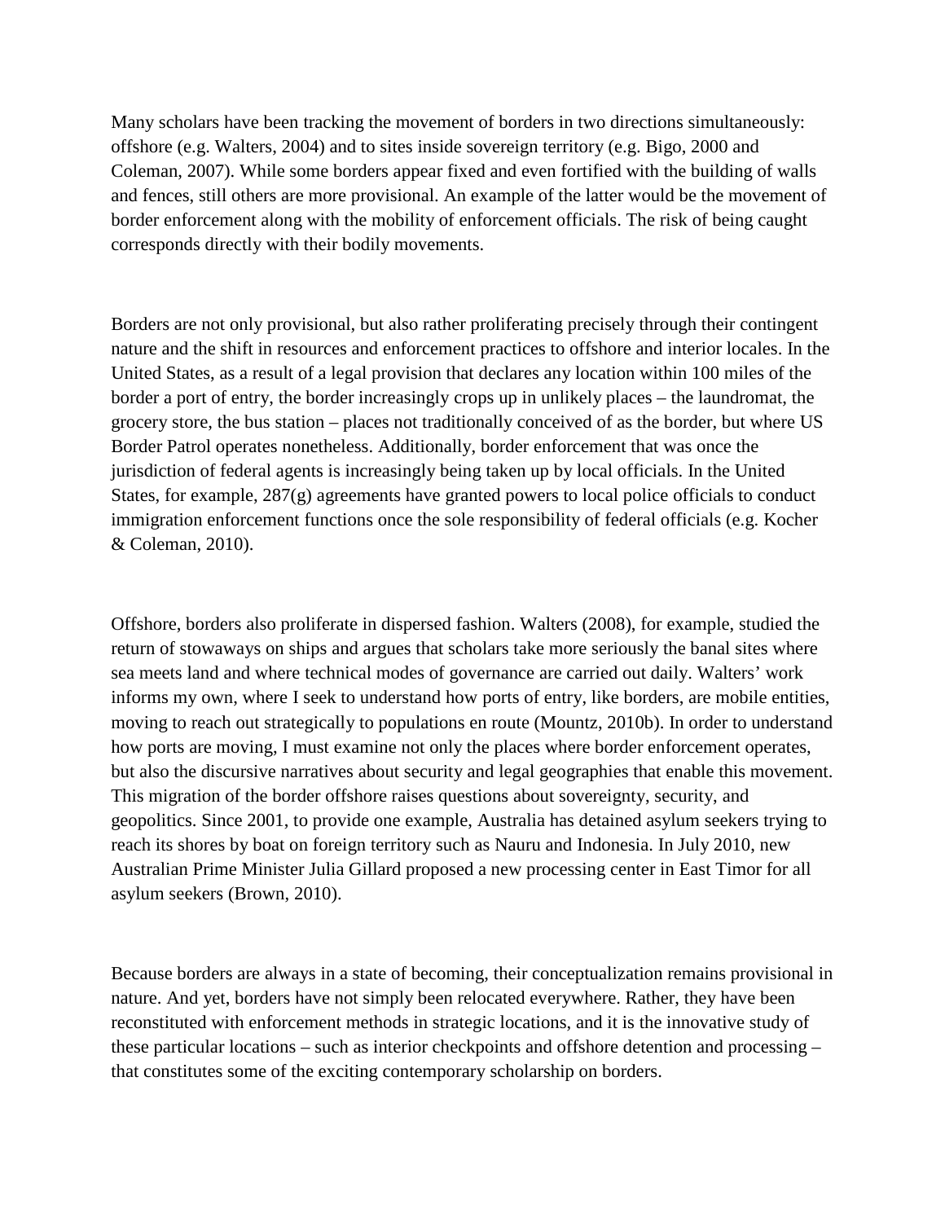Many scholars have been tracking the movement of borders in two directions simultaneously: offshore (e.g. Walters, 2004) and to sites inside sovereign territory (e.g. Bigo, 2000 and Coleman, 2007). While some borders appear fixed and even fortified with the building of walls and fences, still others are more provisional. An example of the latter would be the movement of border enforcement along with the mobility of enforcement officials. The risk of being caught corresponds directly with their bodily movements.

Borders are not only provisional, but also rather proliferating precisely through their contingent nature and the shift in resources and enforcement practices to offshore and interior locales. In the United States, as a result of a legal provision that declares any location within 100 miles of the border a port of entry, the border increasingly crops up in unlikely places – the laundromat, the grocery store, the bus station – places not traditionally conceived of as the border, but where US Border Patrol operates nonetheless. Additionally, border enforcement that was once the jurisdiction of federal agents is increasingly being taken up by local officials. In the United States, for example, 287(g) agreements have granted powers to local police officials to conduct immigration enforcement functions once the sole responsibility of federal officials (e.g. Kocher & Coleman, 2010).

Offshore, borders also proliferate in dispersed fashion. Walters (2008), for example, studied the return of stowaways on ships and argues that scholars take more seriously the banal sites where sea meets land and where technical modes of governance are carried out daily. Walters' work informs my own, where I seek to understand how ports of entry, like borders, are mobile entities, moving to reach out strategically to populations en route (Mountz, 2010b). In order to understand how ports are moving, I must examine not only the places where border enforcement operates, but also the discursive narratives about security and legal geographies that enable this movement. This migration of the border offshore raises questions about sovereignty, security, and geopolitics. Since 2001, to provide one example, Australia has detained asylum seekers trying to reach its shores by boat on foreign territory such as Nauru and Indonesia. In July 2010, new Australian Prime Minister Julia Gillard proposed a new processing center in East Timor for all asylum seekers (Brown, 2010).

Because borders are always in a state of becoming, their conceptualization remains provisional in nature. And yet, borders have not simply been relocated everywhere. Rather, they have been reconstituted with enforcement methods in strategic locations, and it is the innovative study of these particular locations – such as interior checkpoints and offshore detention and processing – that constitutes some of the exciting contemporary scholarship on borders.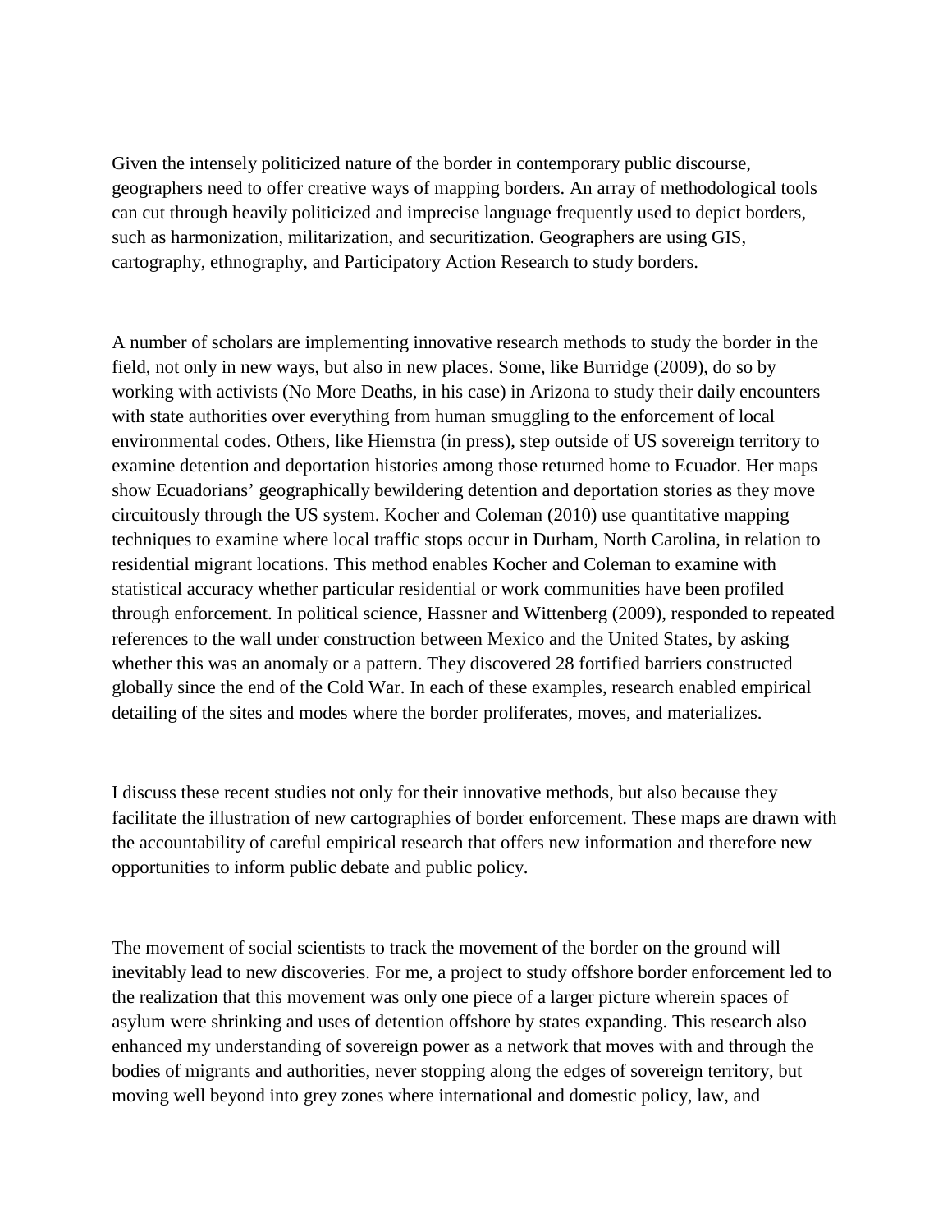Given the intensely politicized nature of the border in contemporary public discourse, geographers need to offer creative ways of mapping borders. An array of methodological tools can cut through heavily politicized and imprecise language frequently used to depict borders, such as harmonization, militarization, and securitization. Geographers are using GIS, cartography, ethnography, and Participatory Action Research to study borders.

A number of scholars are implementing innovative research methods to study the border in the field, not only in new ways, but also in new places. Some, like Burridge (2009), do so by working with activists (No More Deaths, in his case) in Arizona to study their daily encounters with state authorities over everything from human smuggling to the enforcement of local environmental codes. Others, like Hiemstra (in press), step outside of US sovereign territory to examine detention and deportation histories among those returned home to Ecuador. Her maps show Ecuadorians' geographically bewildering detention and deportation stories as they move circuitously through the US system. Kocher and Coleman (2010) use quantitative mapping techniques to examine where local traffic stops occur in Durham, North Carolina, in relation to residential migrant locations. This method enables Kocher and Coleman to examine with statistical accuracy whether particular residential or work communities have been profiled through enforcement. In political science, Hassner and Wittenberg (2009), responded to repeated references to the wall under construction between Mexico and the United States, by asking whether this was an anomaly or a pattern. They discovered 28 fortified barriers constructed globally since the end of the Cold War. In each of these examples, research enabled empirical detailing of the sites and modes where the border proliferates, moves, and materializes.

I discuss these recent studies not only for their innovative methods, but also because they facilitate the illustration of new cartographies of border enforcement. These maps are drawn with the accountability of careful empirical research that offers new information and therefore new opportunities to inform public debate and public policy.

The movement of social scientists to track the movement of the border on the ground will inevitably lead to new discoveries. For me, a project to study offshore border enforcement led to the realization that this movement was only one piece of a larger picture wherein spaces of asylum were shrinking and uses of detention offshore by states expanding. This research also enhanced my understanding of sovereign power as a network that moves with and through the bodies of migrants and authorities, never stopping along the edges of sovereign territory, but moving well beyond into grey zones where international and domestic policy, law, and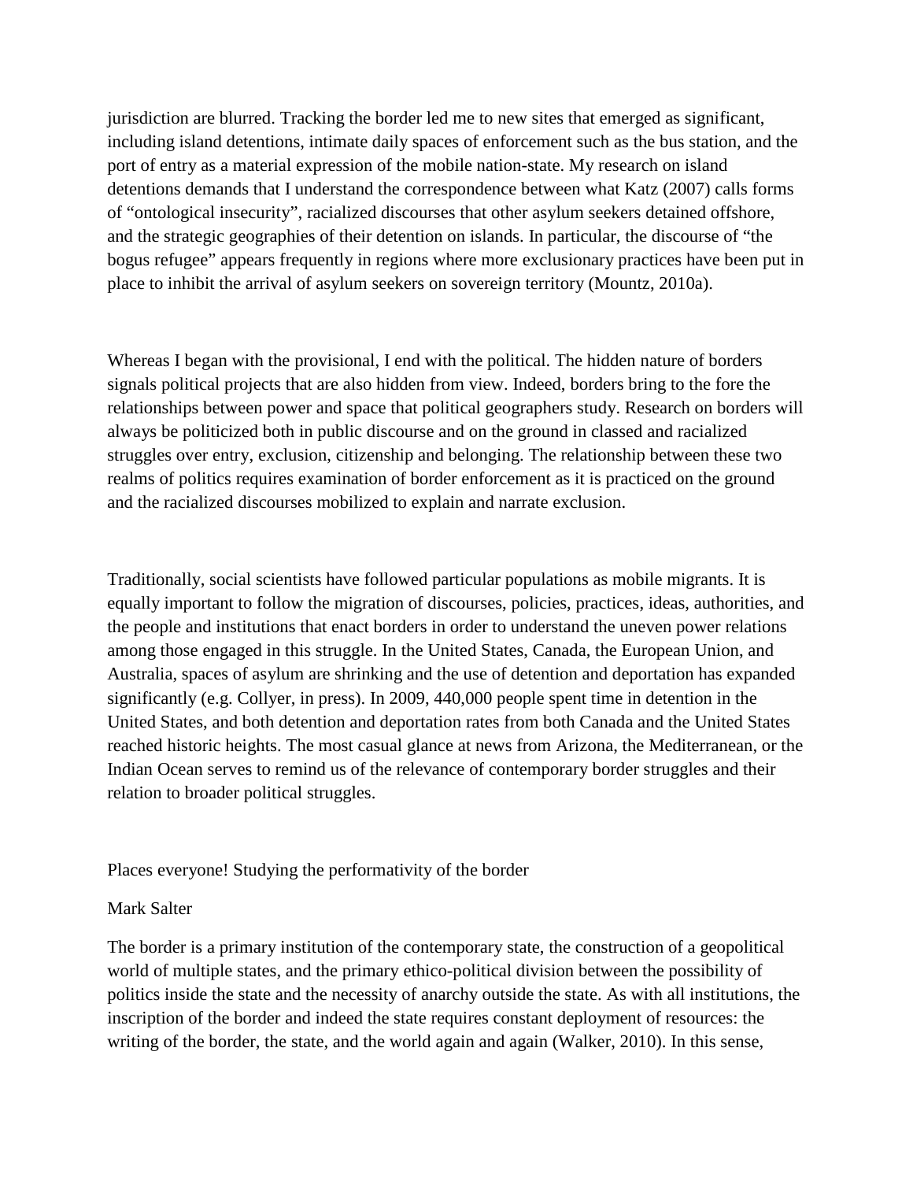jurisdiction are blurred. Tracking the border led me to new sites that emerged as significant, including island detentions, intimate daily spaces of enforcement such as the bus station, and the port of entry as a material expression of the mobile nation-state. My research on island detentions demands that I understand the correspondence between what Katz (2007) calls forms of "ontological insecurity", racialized discourses that other asylum seekers detained offshore, and the strategic geographies of their detention on islands. In particular, the discourse of "the bogus refugee" appears frequently in regions where more exclusionary practices have been put in place to inhibit the arrival of asylum seekers on sovereign territory (Mountz, 2010a).

Whereas I began with the provisional, I end with the political. The hidden nature of borders signals political projects that are also hidden from view. Indeed, borders bring to the fore the relationships between power and space that political geographers study. Research on borders will always be politicized both in public discourse and on the ground in classed and racialized struggles over entry, exclusion, citizenship and belonging. The relationship between these two realms of politics requires examination of border enforcement as it is practiced on the ground and the racialized discourses mobilized to explain and narrate exclusion.

Traditionally, social scientists have followed particular populations as mobile migrants. It is equally important to follow the migration of discourses, policies, practices, ideas, authorities, and the people and institutions that enact borders in order to understand the uneven power relations among those engaged in this struggle. In the United States, Canada, the European Union, and Australia, spaces of asylum are shrinking and the use of detention and deportation has expanded significantly (e.g. Collyer, in press). In 2009, 440,000 people spent time in detention in the United States, and both detention and deportation rates from both Canada and the United States reached historic heights. The most casual glance at news from Arizona, the Mediterranean, or the Indian Ocean serves to remind us of the relevance of contemporary border struggles and their relation to broader political struggles.

## Places everyone! Studying the performativity of the border

Mark Salter

The border is a primary institution of the contemporary state, the construction of a geopolitical world of multiple states, and the primary ethico-political division between the possibility of politics inside the state and the necessity of anarchy outside the state. As with all institutions, the inscription of the border and indeed the state requires constant deployment of resources: the writing of the border, the state, and the world again and again (Walker, 2010). In this sense,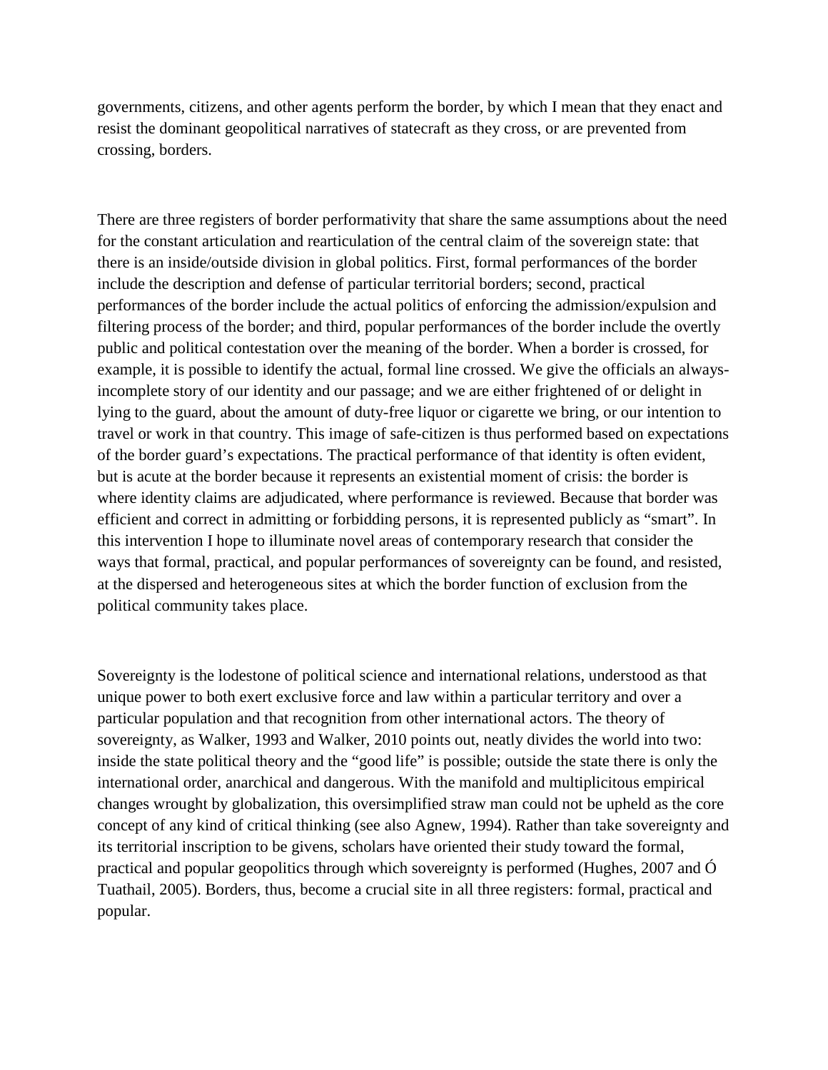governments, citizens, and other agents perform the border, by which I mean that they enact and resist the dominant geopolitical narratives of statecraft as they cross, or are prevented from crossing, borders.

There are three registers of border performativity that share the same assumptions about the need for the constant articulation and rearticulation of the central claim of the sovereign state: that there is an inside/outside division in global politics. First, formal performances of the border include the description and defense of particular territorial borders; second, practical performances of the border include the actual politics of enforcing the admission/expulsion and filtering process of the border; and third, popular performances of the border include the overtly public and political contestation over the meaning of the border. When a border is crossed, for example, it is possible to identify the actual, formal line crossed. We give the officials an always-incomplete story of our identity and our passage; and we are either frightened of or delight in lying to the guard, about the amount of duty-free liquor or cigarette we bring, or our intention to travel or work in that country. This image of safe-citizen is thus performed based on expectations of the border guard's expectations. The practical performance of that identity is often evident, but is acute at the border because it represents an existential moment of crisis: the border is where identity claims are adjudicated, where performance is reviewed. Because that border was efficient and correct in admitting or forbidding persons, it is represented publicly as "smart". In this intervention I hope to illuminate novel areas of contemporary research that consider the ways that formal, practical, and popular performances of sovereignty can be found, and resisted, at the dispersed and heterogeneous sites at which the border function of exclusion from the political community takes place.

Sovereignty is the lodestone of political science and international relations, understood as that unique power to both exert exclusive force and law within a particular territory and over a particular population and that recognition from other international actors. The theory of sovereignty, as Walker, 1993 and Walker, 2010 points out, neatly divides the world into two: inside the state political theory and the "good life" is possible; outside the state there is only the international order, anarchical and dangerous. With the manifold and multiplicitous empirical changes wrought by globalization, this oversimplified straw man could not be upheld as the core concept of any kind of critical thinking (see also Agnew, 1994). Rather than take sovereignty and its territorial inscription to be givens, scholars have oriented their study toward the formal, practical and popular geopolitics through which sovereignty is performed (Hughes, 2007 and Ó Tuathail, 2005). Borders, thus, become a crucial site in all three registers: formal, practical and popular.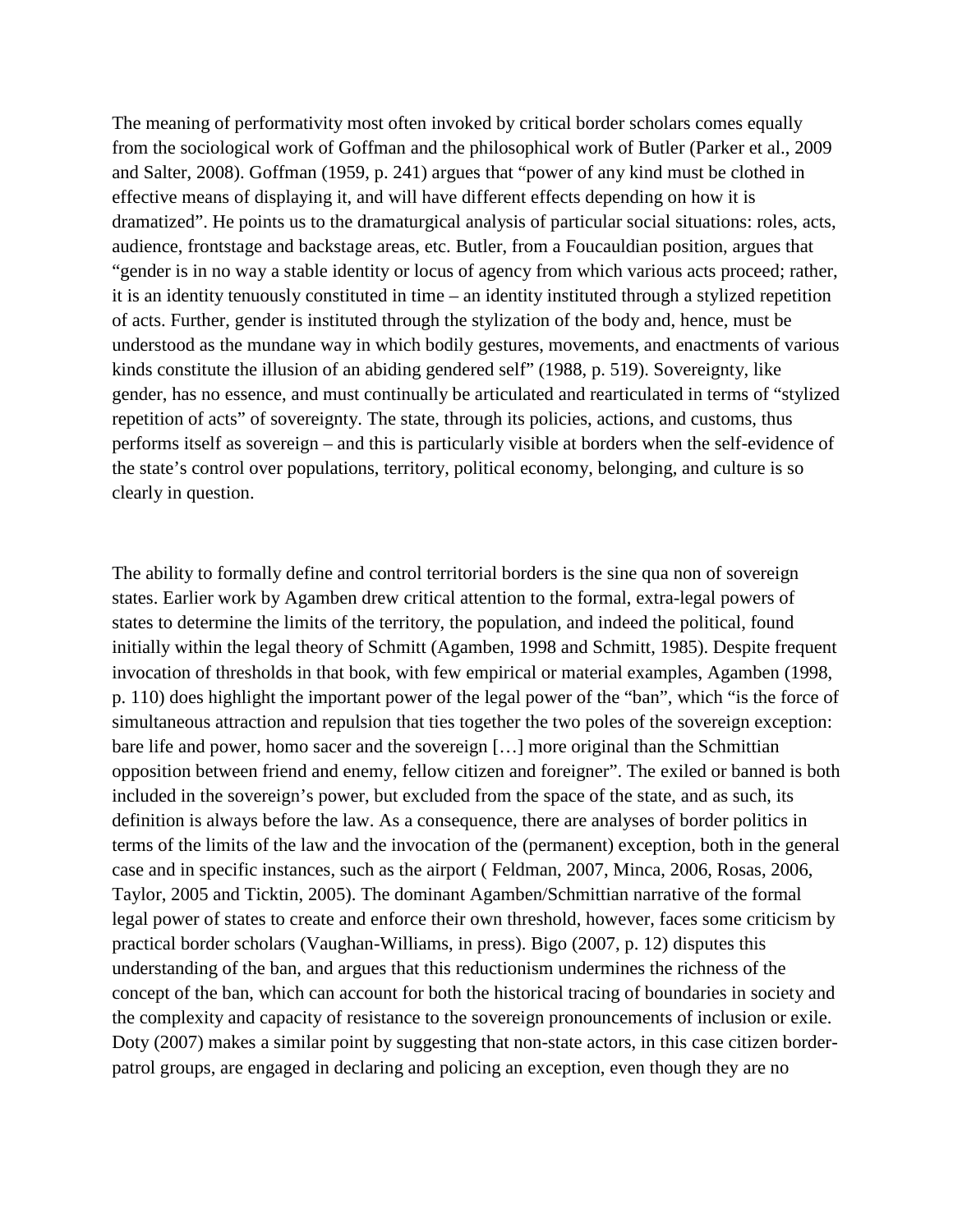The meaning of performativity most often invoked by critical border scholars comes equally from the sociological work of Goffman and the philosophical work of Butler (Parker et al., 2009 and Salter, 2008). Goffman (1959, p. 241) argues that "power of any kind must be clothed in effective means of displaying it, and will have different effects depending on how it is dramatized". He points us to the dramaturgical analysis of particular social situations: roles, acts, audience, frontstage and backstage areas, etc. Butler, from a Foucauldian position, argues that "gender is in no way a stable identity or locus of agency from which various acts proceed; rather, it is an identity tenuously constituted in time – an identity instituted through a stylized repetition of acts. Further, gender is instituted through the stylization of the body and, hence, must be understood as the mundane way in which bodily gestures, movements, and enactments of various kinds constitute the illusion of an abiding gendered self" (1988, p. 519). Sovereignty, like gender, has no essence, and must continually be articulated and rearticulated in terms of "stylized repetition of acts" of sovereignty. The state, through its policies, actions, and customs, thus performs itself as sovereign – and this is particularly visible at borders when the self-evidence of the state's control over populations, territory, political economy, belonging, and culture is so clearly in question.

The ability to formally define and control territorial borders is the sine qua non of sovereign states. Earlier work by Agamben drew critical attention to the formal, extra-legal powers of states to determine the limits of the territory, the population, and indeed the political, found initially within the legal theory of Schmitt (Agamben, 1998 and Schmitt, 1985). Despite frequent invocation of thresholds in that book, with few empirical or material examples, Agamben (1998, p. 110) does highlight the important power of the legal power of the "ban", which "is the force of simultaneous attraction and repulsion that ties together the two poles of the sovereign exception: bare life and power, homo sacer and the sovereign […] more original than the Schmittian opposition between friend and enemy, fellow citizen and foreigner". The exiled or banned is both included in the sovereign's power, but excluded from the space of the state, and as such, its definition is always before the law. As a consequence, there are analyses of border politics in terms of the limits of the law and the invocation of the (permanent) exception, both in the general case and in specific instances, such as the airport ( Feldman, 2007, Minca, 2006, Rosas, 2006, Taylor, 2005 and Ticktin, 2005). The dominant Agamben/Schmittian narrative of the formal legal power of states to create and enforce their own threshold, however, faces some criticism by practical border scholars (Vaughan-Williams, in press). Bigo (2007, p. 12) disputes this understanding of the ban, and argues that this reductionism undermines the richness of the concept of the ban, which can account for both the historical tracing of boundaries in society and the complexity and capacity of resistance to the sovereign pronouncements of inclusion or exile. Doty (2007) makes a similar point by suggesting that non-state actors, in this case citizen border-patrol groups, are engaged in declaring and policing an exception, even though they are no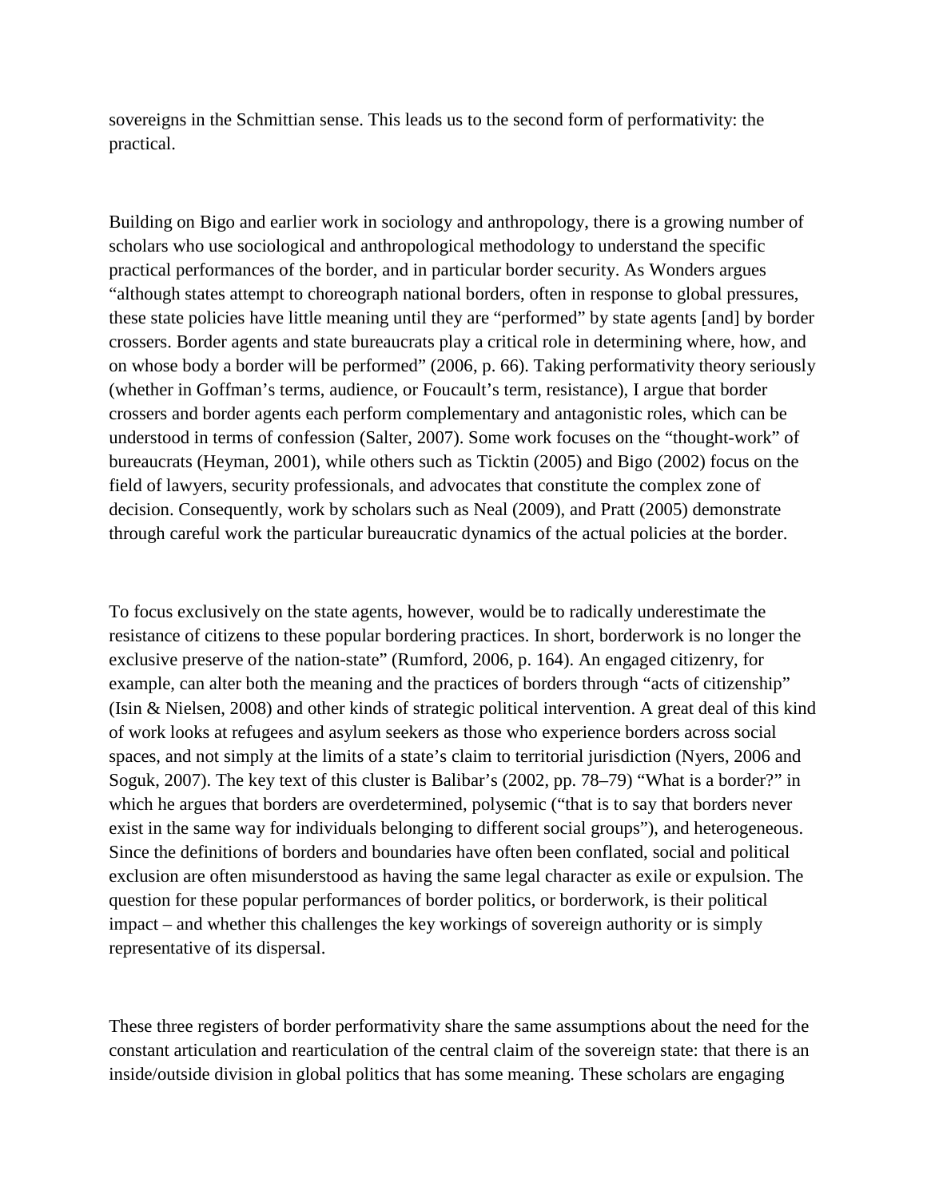sovereigns in the Schmittian sense. This leads us to the second form of performativity: the practical.

Building on Bigo and earlier work in sociology and anthropology, there is a growing number of scholars who use sociological and anthropological methodology to understand the specific practical performances of the border, and in particular border security. As Wonders argues "although states attempt to choreograph national borders, often in response to global pressures, these state policies have little meaning until they are "performed" by state agents [and] by border crossers. Border agents and state bureaucrats play a critical role in determining where, how, and on whose body a border will be performed" (2006, p. 66). Taking performativity theory seriously (whether in Goffman's terms, audience, or Foucault's term, resistance), I argue that border crossers and border agents each perform complementary and antagonistic roles, which can be understood in terms of confession (Salter, 2007). Some work focuses on the "thought-work" of bureaucrats (Heyman, 2001), while others such as Ticktin (2005) and Bigo (2002) focus on the field of lawyers, security professionals, and advocates that constitute the complex zone of decision. Consequently, work by scholars such as Neal (2009), and Pratt (2005) demonstrate through careful work the particular bureaucratic dynamics of the actual policies at the border.

To focus exclusively on the state agents, however, would be to radically underestimate the resistance of citizens to these popular bordering practices. In short, borderwork is no longer the exclusive preserve of the nation-state" (Rumford, 2006, p. 164). An engaged citizenry, for example, can alter both the meaning and the practices of borders through "acts of citizenship" (Isin & Nielsen, 2008) and other kinds of strategic political intervention. A great deal of this kind of work looks at refugees and asylum seekers as those who experience borders across social spaces, and not simply at the limits of a state's claim to territorial jurisdiction (Nyers, 2006 and Soguk, 2007). The key text of this cluster is Balibar's (2002, pp. 78–79) "What is a border?" in which he argues that borders are overdetermined, polysemic ("that is to say that borders never exist in the same way for individuals belonging to different social groups"), and heterogeneous. Since the definitions of borders and boundaries have often been conflated, social and political exclusion are often misunderstood as having the same legal character as exile or expulsion. The question for these popular performances of border politics, or borderwork, is their political impact – and whether this challenges the key workings of sovereign authority or is simply representative of its dispersal.

These three registers of border performativity share the same assumptions about the need for the constant articulation and rearticulation of the central claim of the sovereign state: that there is an inside/outside division in global politics that has some meaning. These scholars are engaging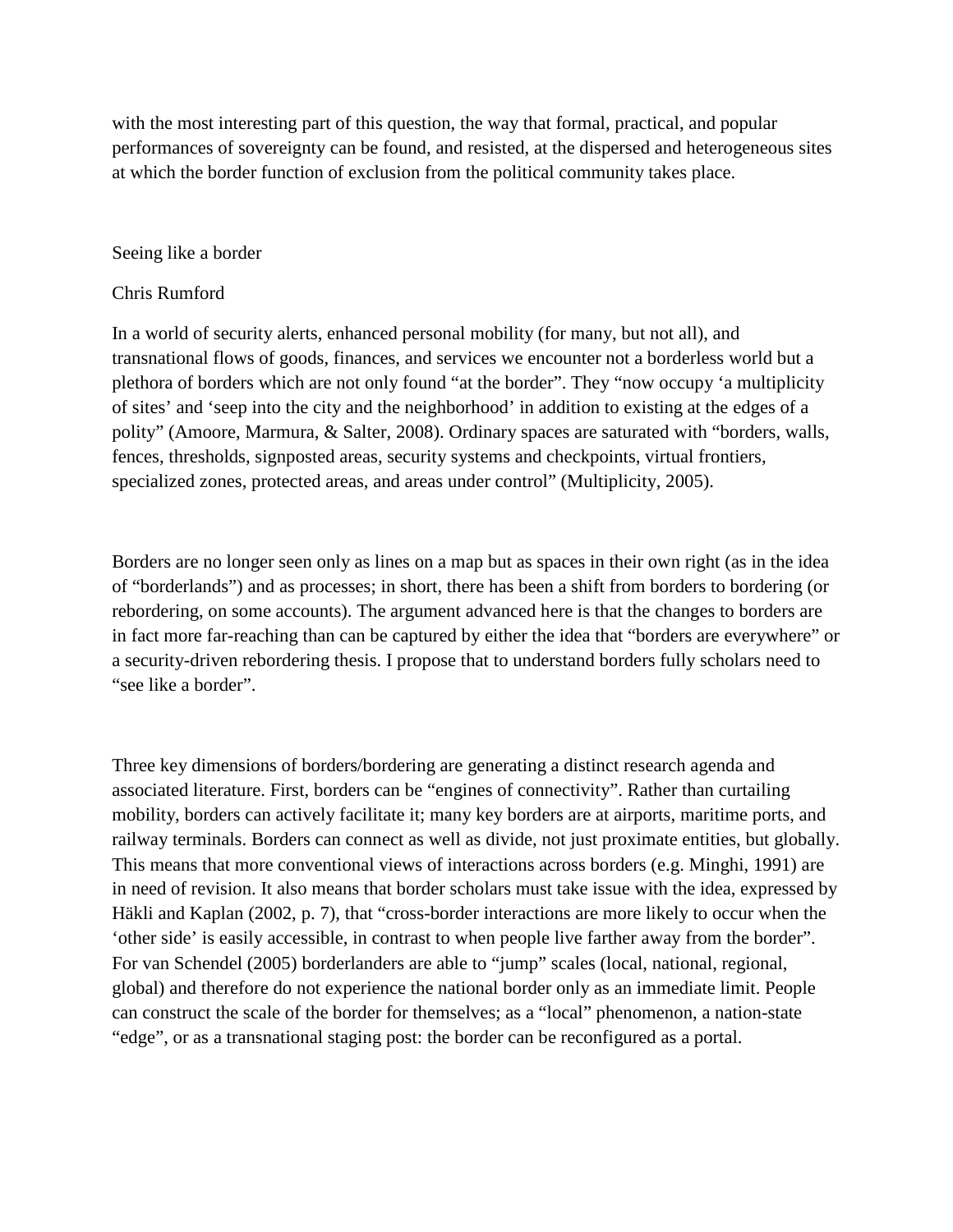with the most interesting part of this question, the way that formal, practical, and popular performances of sovereignty can be found, and resisted, at the dispersed and heterogeneous sites at which the border function of exclusion from the political community takes place.

## Seeing like a border

Chris Rumford

In a world of security alerts, enhanced personal mobility (for many, but not all), and transnational flows of goods, finances, and services we encounter not a borderless world but a plethora of borders which are not only found "at the border". They "now occupy 'a multiplicity of sites' and 'seep into the city and the neighborhood' in addition to existing at the edges of a polity" (Amoore, Marmura, & Salter, 2008). Ordinary spaces are saturated with "borders, walls, fences, thresholds, signposted areas, security systems and checkpoints, virtual frontiers, specialized zones, protected areas, and areas under control" (Multiplicity, 2005).

Borders are no longer seen only as lines on a map but as spaces in their own right (as in the idea of "borderlands") and as processes; in short, there has been a shift from borders to bordering (or rebordering, on some accounts). The argument advanced here is that the changes to borders are in fact more far-reaching than can be captured by either the idea that "borders are everywhere" or a security-driven rebordering thesis. I propose that to understand borders fully scholars need to "see like a border".

Three key dimensions of borders/bordering are generating a distinct research agenda and associated literature. First, borders can be "engines of connectivity". Rather than curtailing mobility, borders can actively facilitate it; many key borders are at airports, maritime ports, and railway terminals. Borders can connect as well as divide, not just proximate entities, but globally. This means that more conventional views of interactions across borders (e.g. Minghi, 1991) are in need of revision. It also means that border scholars must take issue with the idea, expressed by Häkli and Kaplan (2002, p. 7), that "cross-border interactions are more likely to occur when the 'other side' is easily accessible, in contrast to when people live farther away from the border". For van Schendel (2005) borderlanders are able to "jump" scales (local, national, regional, global) and therefore do not experience the national border only as an immediate limit. People can construct the scale of the border for themselves; as a "local" phenomenon, a nation-state "edge", or as a transnational staging post: the border can be reconfigured as a portal.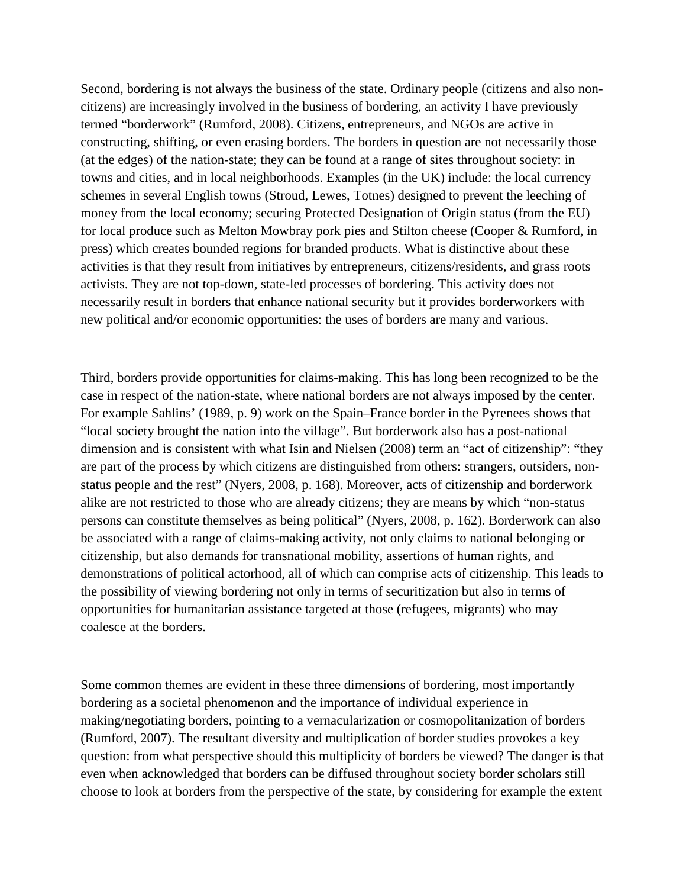Second, bordering is not always the business of the state. Ordinary people (citizens and also non-citizens) are increasingly involved in the business of bordering, an activity I have previously termed "borderwork" (Rumford, 2008). Citizens, entrepreneurs, and NGOs are active in constructing, shifting, or even erasing borders. The borders in question are not necessarily those (at the edges) of the nation-state; they can be found at a range of sites throughout society: in towns and cities, and in local neighborhoods. Examples (in the UK) include: the local currency schemes in several English towns (Stroud, Lewes, Totnes) designed to prevent the leeching of money from the local economy; securing Protected Designation of Origin status (from the EU) for local produce such as Melton Mowbray pork pies and Stilton cheese (Cooper & Rumford, in press) which creates bounded regions for branded products. What is distinctive about these activities is that they result from initiatives by entrepreneurs, citizens/residents, and grass roots activists. They are not top-down, state-led processes of bordering. This activity does not necessarily result in borders that enhance national security but it provides borderworkers with new political and/or economic opportunities: the uses of borders are many and various.

Third, borders provide opportunities for claims-making. This has long been recognized to be the case in respect of the nation-state, where national borders are not always imposed by the center. For example Sahlins' (1989, p. 9) work on the Spain–France border in the Pyrenees shows that "local society brought the nation into the village". But borderwork also has a post-national dimension and is consistent with what Isin and Nielsen (2008) term an "act of citizenship": "they are part of the process by which citizens are distinguished from others: strangers, outsiders, non-status people and the rest" (Nyers, 2008, p. 168). Moreover, acts of citizenship and borderwork alike are not restricted to those who are already citizens; they are means by which "non-status persons can constitute themselves as being political" (Nyers, 2008, p. 162). Borderwork can also be associated with a range of claims-making activity, not only claims to national belonging or citizenship, but also demands for transnational mobility, assertions of human rights, and demonstrations of political actorhood, all of which can comprise acts of citizenship. This leads to the possibility of viewing bordering not only in terms of securitization but also in terms of opportunities for humanitarian assistance targeted at those (refugees, migrants) who may coalesce at the borders.

Some common themes are evident in these three dimensions of bordering, most importantly bordering as a societal phenomenon and the importance of individual experience in making/negotiating borders, pointing to a vernacularization or cosmopolitanization of borders (Rumford, 2007). The resultant diversity and multiplication of border studies provokes a key question: from what perspective should this multiplicity of borders be viewed? The danger is that even when acknowledged that borders can be diffused throughout society border scholars still choose to look at borders from the perspective of the state, by considering for example the extent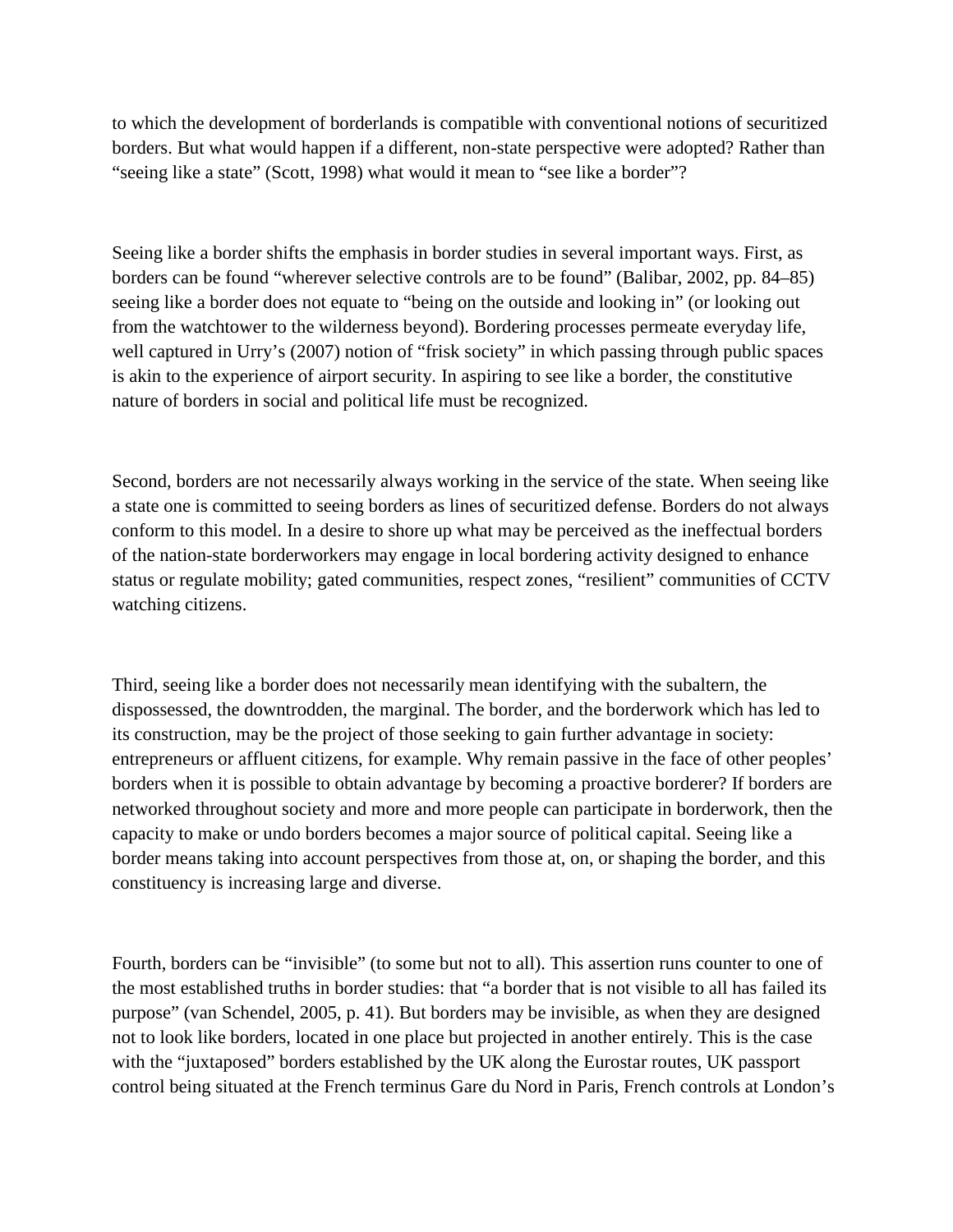to which the development of borderlands is compatible with conventional notions of securitized borders. But what would happen if a different, non-state perspective were adopted? Rather than "seeing like a state" (Scott, 1998) what would it mean to "see like a border"?

Seeing like a border shifts the emphasis in border studies in several important ways. First, as borders can be found "wherever selective controls are to be found" (Balibar, 2002, pp. 84–85) seeing like a border does not equate to "being on the outside and looking in" (or looking out from the watchtower to the wilderness beyond). Bordering processes permeate everyday life, well captured in Urry's (2007) notion of "frisk society" in which passing through public spaces is akin to the experience of airport security. In aspiring to see like a border, the constitutive nature of borders in social and political life must be recognized.

Second, borders are not necessarily always working in the service of the state. When seeing like a state one is committed to seeing borders as lines of securitized defense. Borders do not always conform to this model. In a desire to shore up what may be perceived as the ineffectual borders of the nation-state borderworkers may engage in local bordering activity designed to enhance status or regulate mobility; gated communities, respect zones, "resilient" communities of CCTV watching citizens.

Third, seeing like a border does not necessarily mean identifying with the subaltern, the dispossessed, the downtrodden, the marginal. The border, and the borderwork which has led to its construction, may be the project of those seeking to gain further advantage in society: entrepreneurs or affluent citizens, for example. Why remain passive in the face of other peoples' borders when it is possible to obtain advantage by becoming a proactive borderer? If borders are networked throughout society and more and more people can participate in borderwork, then the capacity to make or undo borders becomes a major source of political capital. Seeing like a border means taking into account perspectives from those at, on, or shaping the border, and this constituency is increasing large and diverse.

Fourth, borders can be "invisible" (to some but not to all). This assertion runs counter to one of the most established truths in border studies: that "a border that is not visible to all has failed its purpose" (van Schendel, 2005, p. 41). But borders may be invisible, as when they are designed not to look like borders, located in one place but projected in another entirely. This is the case with the "juxtaposed" borders established by the UK along the Eurostar routes, UK passport control being situated at the French terminus Gare du Nord in Paris, French controls at London's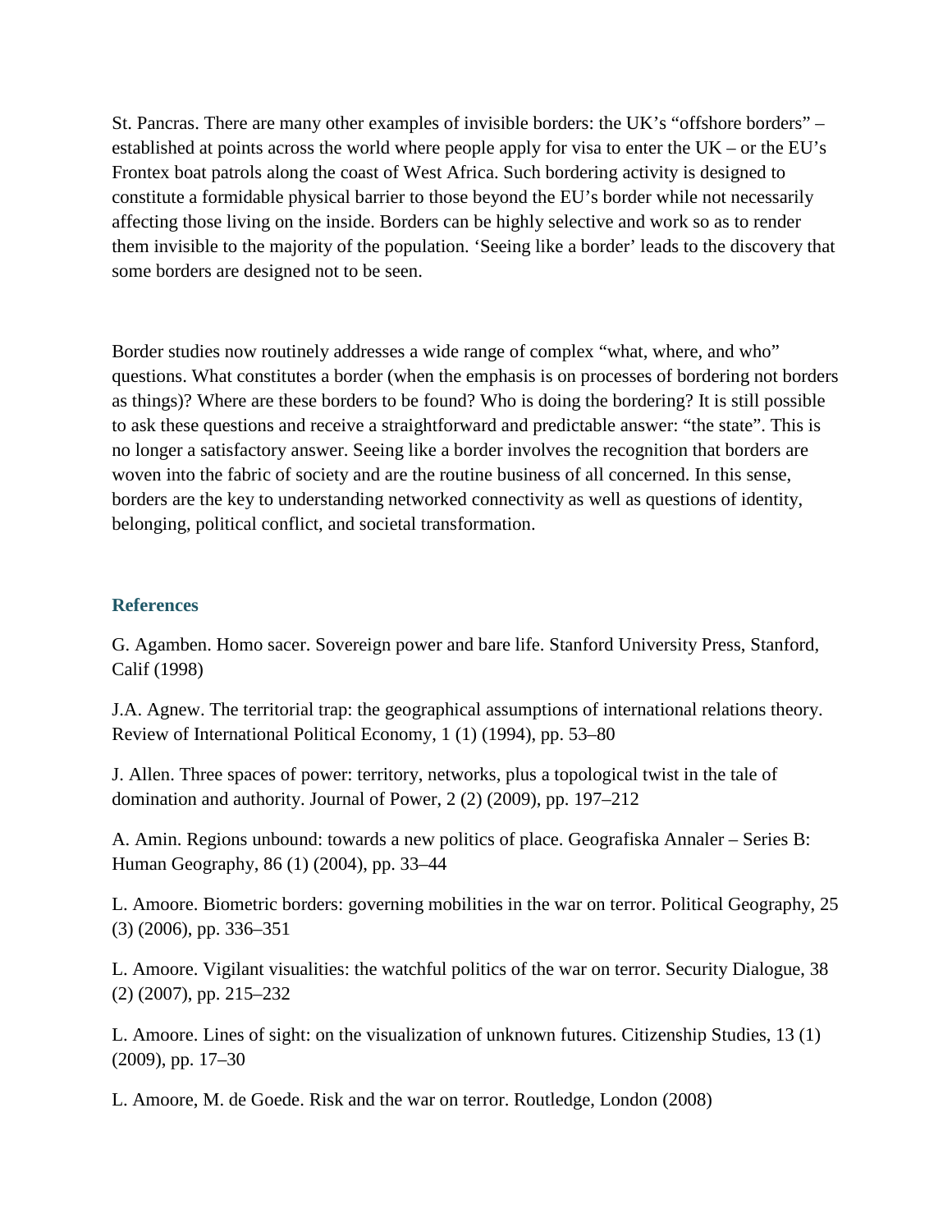St. Pancras. There are many other examples of invisible borders: the UK's "offshore borders" – established at points across the world where people apply for visa to enter the UK – or the EU's Frontex boat patrols along the coast of West Africa. Such bordering activity is designed to constitute a formidable physical barrier to those beyond the EU's border while not necessarily affecting those living on the inside. Borders can be highly selective and work so as to render them invisible to the majority of the population. 'Seeing like a border' leads to the discovery that some borders are designed not to be seen.

Border studies now routinely addresses a wide range of complex "what, where, and who" questions. What constitutes a border (when the emphasis is on processes of bordering not borders as things)? Where are these borders to be found? Who is doing the bordering? It is still possible to ask these questions and receive a straightforward and predictable answer: "the state". This is no longer a satisfactory answer. Seeing like a border involves the recognition that borders are woven into the fabric of society and are the routine business of all concerned. In this sense, borders are the key to understanding networked connectivity as well as questions of identity, belonging, political conflict, and societal transformation.

## References

G. Agamben. Homo sacer. Sovereign power and bare life. Stanford University Press, Stanford, Calif (1998)

J.A. Agnew. The territorial trap: the geographical assumptions of international relations theory. Review of International Political Economy, 1 (1) (1994), pp. 53–80

J. Allen. Three spaces of power: territory, networks, plus a topological twist in the tale of domination and authority. Journal of Power, 2 (2) (2009), pp. 197–212

A. Amin. Regions unbound: towards a new politics of place. Geografiska Annaler – Series B: Human Geography, 86 (1) (2004), pp. 33–44

L. Amoore. Biometric borders: governing mobilities in the war on terror. Political Geography, 25 (3) (2006), pp. 336–351

L. Amoore. Vigilant visualities: the watchful politics of the war on terror. Security Dialogue, 38 (2) (2007), pp. 215–232

L. Amoore. Lines of sight: on the visualization of unknown futures. Citizenship Studies, 13 (1) (2009), pp. 17–30

L. Amoore, M. de Goede. Risk and the war on terror. Routledge, London (2008)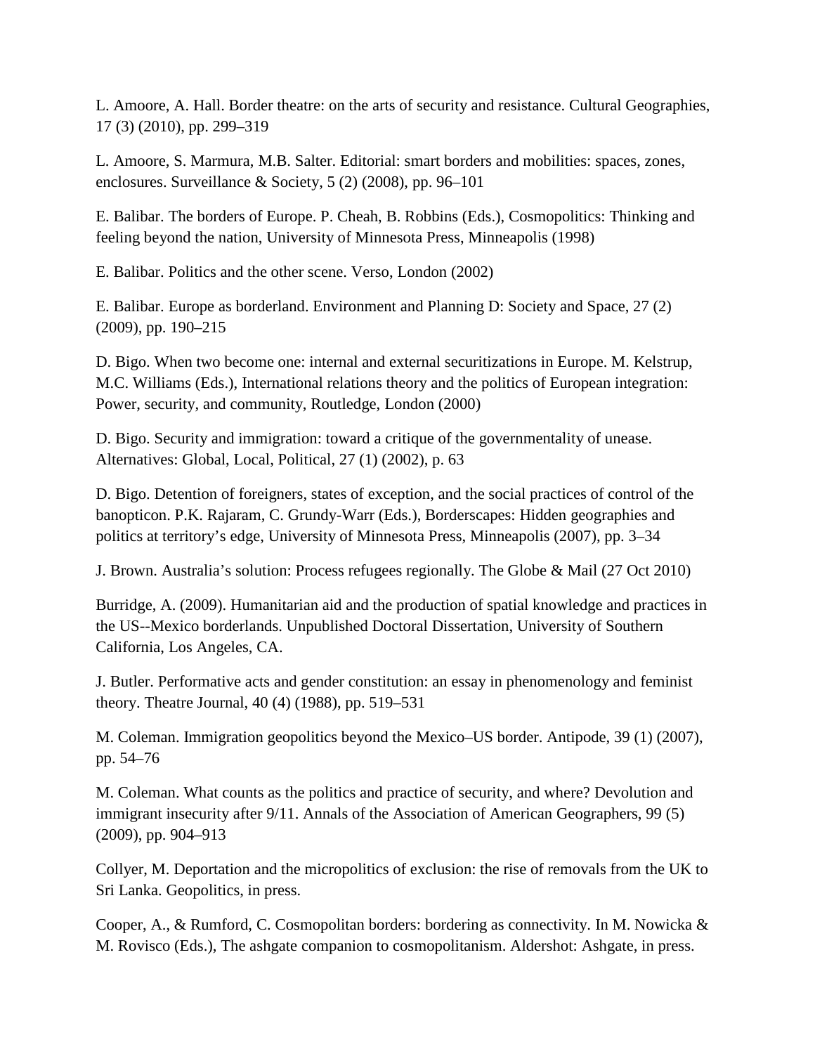L. Amoore, A. Hall. Border theatre: on the arts of security and resistance. Cultural Geographies, 17 (3) (2010), pp. 299–319

L. Amoore, S. Marmura, M.B. Salter. Editorial: smart borders and mobilities: spaces, zones, enclosures. Surveillance & Society, 5 (2) (2008), pp. 96–101

E. Balibar. The borders of Europe. P. Cheah, B. Robbins (Eds.), Cosmopolitics: Thinking and feeling beyond the nation, University of Minnesota Press, Minneapolis (1998)

E. Balibar. Politics and the other scene. Verso, London (2002)

E. Balibar. Europe as borderland. Environment and Planning D: Society and Space, 27 (2) (2009), pp. 190–215

D. Bigo. When two become one: internal and external securitizations in Europe. M. Kelstrup, M.C. Williams (Eds.), International relations theory and the politics of European integration: Power, security, and community, Routledge, London (2000)

D. Bigo. Security and immigration: toward a critique of the governmentality of unease. Alternatives: Global, Local, Political, 27 (1) (2002), p. 63

D. Bigo. Detention of foreigners, states of exception, and the social practices of control of the banopticon. P.K. Rajaram, C. Grundy-Warr (Eds.), Borderscapes: Hidden geographies and politics at territory's edge, University of Minnesota Press, Minneapolis (2007), pp. 3–34

J. Brown. Australia's solution: Process refugees regionally. The Globe & Mail (27 Oct 2010)

Burridge, A. (2009). Humanitarian aid and the production of spatial knowledge and practices in the US--Mexico borderlands. Unpublished Doctoral Dissertation, University of Southern California, Los Angeles, CA.

J. Butler. Performative acts and gender constitution: an essay in phenomenology and feminist theory. Theatre Journal, 40 (4) (1988), pp. 519–531

M. Coleman. Immigration geopolitics beyond the Mexico–US border. Antipode, 39 (1) (2007), pp. 54–76

M. Coleman. What counts as the politics and practice of security, and where? Devolution and immigrant insecurity after 9/11. Annals of the Association of American Geographers, 99 (5) (2009), pp. 904–913

Collyer, M. Deportation and the micropolitics of exclusion: the rise of removals from the UK to Sri Lanka. Geopolitics, in press.

Cooper, A., & Rumford, C. Cosmopolitan borders: bordering as connectivity. In M. Nowicka & M. Rovisco (Eds.), The ashgate companion to cosmopolitanism. Aldershot: Ashgate, in press.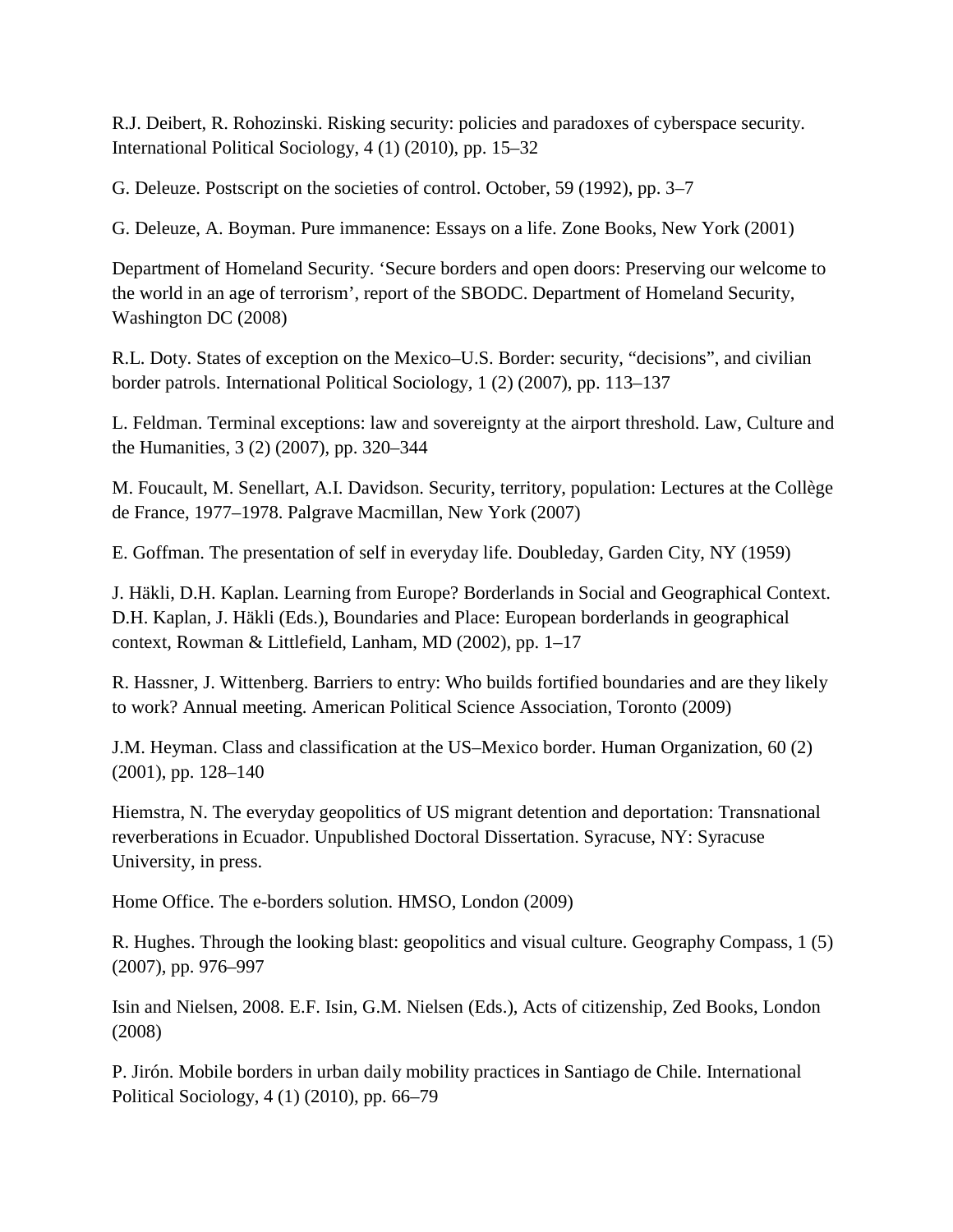R.J. Deibert, R. Rohozinski. Risking security: policies and paradoxes of cyberspace security. International Political Sociology, 4 (1) (2010), pp. 15–32

G. Deleuze. Postscript on the societies of control. October, 59 (1992), pp. 3–7

G. Deleuze, A. Boyman. Pure immanence: Essays on a life. Zone Books, New York (2001)

Department of Homeland Security. 'Secure borders and open doors: Preserving our welcome to the world in an age of terrorism', report of the SBODC. Department of Homeland Security, Washington DC (2008)

R.L. Doty. States of exception on the Mexico–U.S. Border: security, "decisions", and civilian border patrols. International Political Sociology, 1 (2) (2007), pp. 113–137

L. Feldman. Terminal exceptions: law and sovereignty at the airport threshold. Law, Culture and the Humanities, 3 (2) (2007), pp. 320–344

M. Foucault, M. Senellart, A.I. Davidson. Security, territory, population: Lectures at the Collège de France, 1977–1978. Palgrave Macmillan, New York (2007)

E. Goffman. The presentation of self in everyday life. Doubleday, Garden City, NY (1959)

J. Häkli, D.H. Kaplan. Learning from Europe? Borderlands in Social and Geographical Context. D.H. Kaplan, J. Häkli (Eds.), Boundaries and Place: European borderlands in geographical context, Rowman & Littlefield, Lanham, MD (2002), pp. 1–17

R. Hassner, J. Wittenberg. Barriers to entry: Who builds fortified boundaries and are they likely to work? Annual meeting. American Political Science Association, Toronto (2009)

J.M. Heyman. Class and classification at the US–Mexico border. Human Organization, 60 (2) (2001), pp. 128–140

Hiemstra, N. The everyday geopolitics of US migrant detention and deportation: Transnational reverberations in Ecuador. Unpublished Doctoral Dissertation. Syracuse, NY: Syracuse University, in press.

Home Office. The e-borders solution. HMSO, London (2009)

R. Hughes. Through the looking blast: geopolitics and visual culture. Geography Compass, 1 (5) (2007), pp. 976–997

Isin and Nielsen, 2008. E.F. Isin, G.M. Nielsen (Eds.), Acts of citizenship, Zed Books, London (2008)

P. Jirón. Mobile borders in urban daily mobility practices in Santiago de Chile. International Political Sociology, 4 (1) (2010), pp. 66–79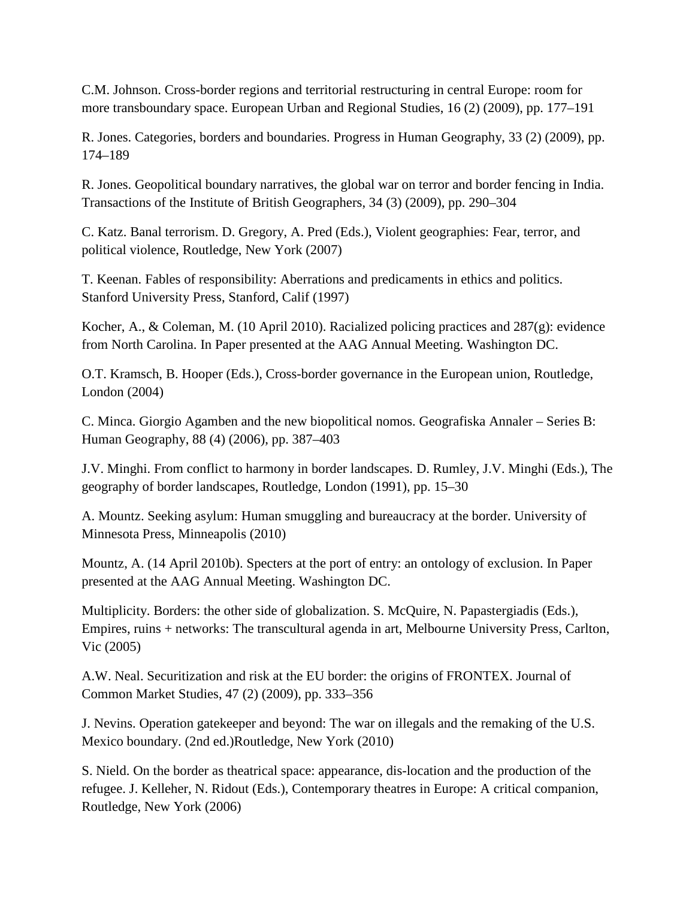C.M. Johnson. Cross-border regions and territorial restructuring in central Europe: room for more transboundary space. European Urban and Regional Studies, 16 (2) (2009), pp. 177–191

R. Jones. Categories, borders and boundaries. Progress in Human Geography, 33 (2) (2009), pp. 174–189

R. Jones. Geopolitical boundary narratives, the global war on terror and border fencing in India. Transactions of the Institute of British Geographers, 34 (3) (2009), pp. 290–304

C. Katz. Banal terrorism. D. Gregory, A. Pred (Eds.), Violent geographies: Fear, terror, and political violence, Routledge, New York (2007)

T. Keenan. Fables of responsibility: Aberrations and predicaments in ethics and politics. Stanford University Press, Stanford, Calif (1997)

Kocher, A., & Coleman, M. (10 April 2010). Racialized policing practices and 287(g): evidence from North Carolina. In Paper presented at the AAG Annual Meeting. Washington DC.

O.T. Kramsch, B. Hooper (Eds.), Cross-border governance in the European union, Routledge, London (2004)

C. Minca. Giorgio Agamben and the new biopolitical nomos. Geografiska Annaler – Series B: Human Geography, 88 (4) (2006), pp. 387–403

J.V. Minghi. From conflict to harmony in border landscapes. D. Rumley, J.V. Minghi (Eds.), The geography of border landscapes, Routledge, London (1991), pp. 15–30

A. Mountz. Seeking asylum: Human smuggling and bureaucracy at the border. University of Minnesota Press, Minneapolis (2010)

Mountz, A. (14 April 2010b). Specters at the port of entry: an ontology of exclusion. In Paper presented at the AAG Annual Meeting. Washington DC.

Multiplicity. Borders: the other side of globalization. S. McQuire, N. Papastergiadis (Eds.), Empires, ruins + networks: The transcultural agenda in art, Melbourne University Press, Carlton, Vic (2005)

A.W. Neal. Securitization and risk at the EU border: the origins of FRONTEX. Journal of Common Market Studies, 47 (2) (2009), pp. 333–356

J. Nevins. Operation gatekeeper and beyond: The war on illegals and the remaking of the U.S. Mexico boundary. (2nd ed.)Routledge, New York (2010)

S. Nield. On the border as theatrical space: appearance, dis-location and the production of the refugee. J. Kelleher, N. Ridout (Eds.), Contemporary theatres in Europe: A critical companion, Routledge, New York (2006)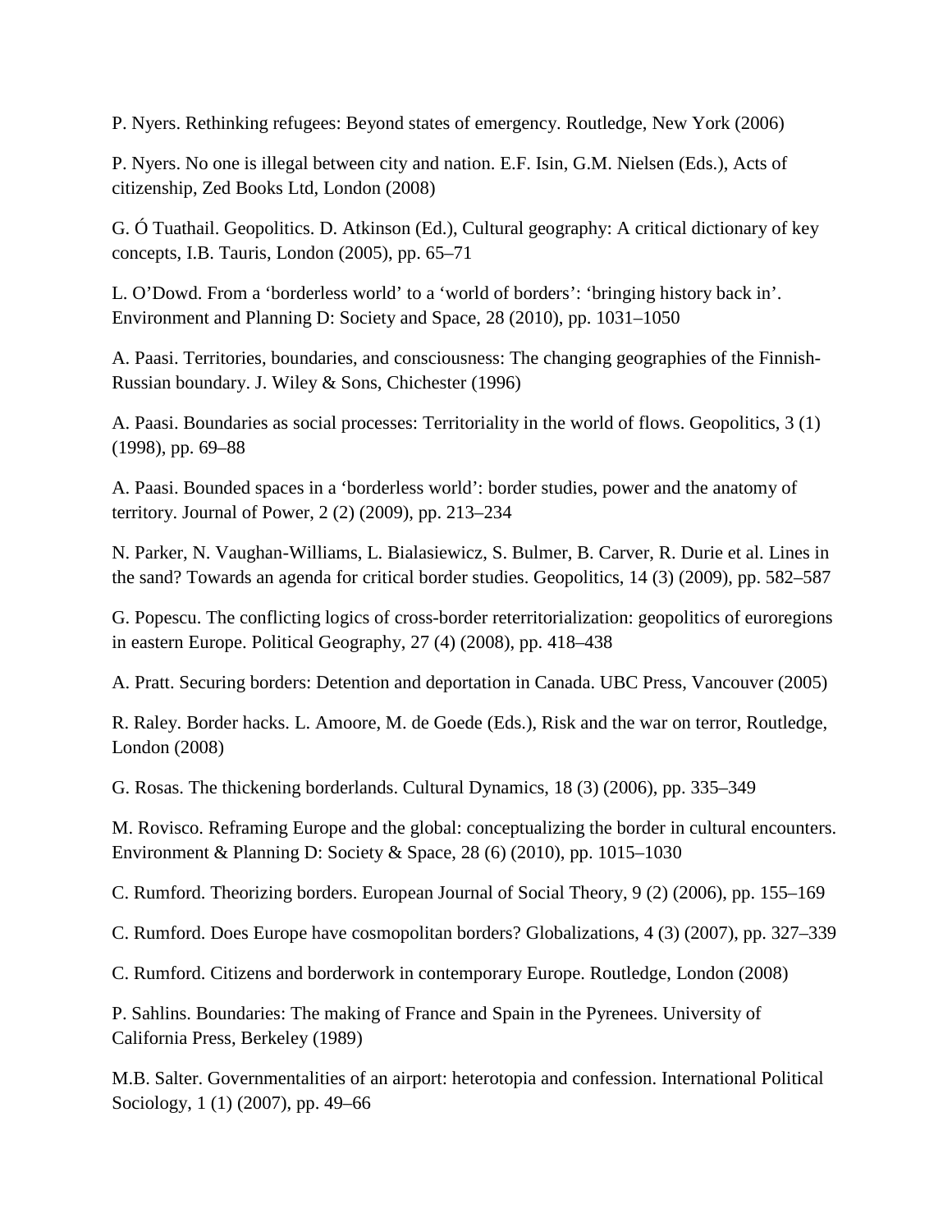P. Nyers. Rethinking refugees: Beyond states of emergency. Routledge, New York (2006)

P. Nyers. No one is illegal between city and nation. E.F. Isin, G.M. Nielsen (Eds.), Acts of citizenship, Zed Books Ltd, London (2008)

G. Ó Tuathail. Geopolitics. D. Atkinson (Ed.), Cultural geography: A critical dictionary of key concepts, I.B. Tauris, London (2005), pp. 65–71

L. O'Dowd. From a 'borderless world' to a 'world of borders': 'bringing history back in'. Environment and Planning D: Society and Space, 28 (2010), pp. 1031–1050

A. Paasi. Territories, boundaries, and consciousness: The changing geographies of the Finnish-Russian boundary. J. Wiley & Sons, Chichester (1996)

A. Paasi. Boundaries as social processes: Territoriality in the world of flows. Geopolitics, 3 (1) (1998), pp. 69–88

A. Paasi. Bounded spaces in a 'borderless world': border studies, power and the anatomy of territory. Journal of Power, 2 (2) (2009), pp. 213–234

N. Parker, N. Vaughan-Williams, L. Bialasiewicz, S. Bulmer, B. Carver, R. Durie et al. Lines in the sand? Towards an agenda for critical border studies. Geopolitics, 14 (3) (2009), pp. 582–587

G. Popescu. The conflicting logics of cross-border reterritorialization: geopolitics of euroregions in eastern Europe. Political Geography, 27 (4) (2008), pp. 418–438

A. Pratt. Securing borders: Detention and deportation in Canada. UBC Press, Vancouver (2005)

R. Raley. Border hacks. L. Amoore, M. de Goede (Eds.), Risk and the war on terror, Routledge, London (2008)

G. Rosas. The thickening borderlands. Cultural Dynamics, 18 (3) (2006), pp. 335–349

M. Rovisco. Reframing Europe and the global: conceptualizing the border in cultural encounters. Environment & Planning D: Society & Space, 28 (6) (2010), pp. 1015–1030

C. Rumford. Theorizing borders. European Journal of Social Theory, 9 (2) (2006), pp. 155–169

C. Rumford. Does Europe have cosmopolitan borders? Globalizations, 4 (3) (2007), pp. 327–339

C. Rumford. Citizens and borderwork in contemporary Europe. Routledge, London (2008)

P. Sahlins. Boundaries: The making of France and Spain in the Pyrenees. University of California Press, Berkeley (1989)

M.B. Salter. Governmentalities of an airport: heterotopia and confession. International Political Sociology, 1 (1) (2007), pp. 49–66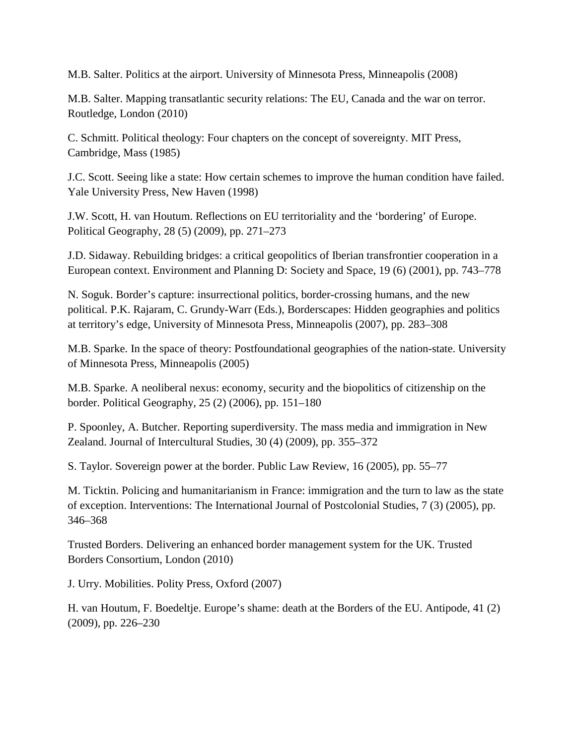M.B. Salter. Politics at the airport. University of Minnesota Press, Minneapolis (2008)

M.B. Salter. Mapping transatlantic security relations: The EU, Canada and the war on terror. Routledge, London (2010)

C. Schmitt. Political theology: Four chapters on the concept of sovereignty. MIT Press, Cambridge, Mass (1985)

J.C. Scott. Seeing like a state: How certain schemes to improve the human condition have failed. Yale University Press, New Haven (1998)

J.W. Scott, H. van Houtum. Reflections on EU territoriality and the 'bordering' of Europe. Political Geography, 28 (5) (2009), pp. 271–273

J.D. Sidaway. Rebuilding bridges: a critical geopolitics of Iberian transfrontier cooperation in a European context. Environment and Planning D: Society and Space, 19 (6) (2001), pp. 743–778

N. Soguk. Border's capture: insurrectional politics, border-crossing humans, and the new political. P.K. Rajaram, C. Grundy-Warr (Eds.), Borderscapes: Hidden geographies and politics at territory's edge, University of Minnesota Press, Minneapolis (2007), pp. 283–308

M.B. Sparke. In the space of theory: Postfoundational geographies of the nation-state. University of Minnesota Press, Minneapolis (2005)

M.B. Sparke. A neoliberal nexus: economy, security and the biopolitics of citizenship on the border. Political Geography, 25 (2) (2006), pp. 151–180

P. Spoonley, A. Butcher. Reporting superdiversity. The mass media and immigration in New Zealand. Journal of Intercultural Studies, 30 (4) (2009), pp. 355–372

S. Taylor. Sovereign power at the border. Public Law Review, 16 (2005), pp. 55–77

M. Ticktin. Policing and humanitarianism in France: immigration and the turn to law as the state of exception. Interventions: The International Journal of Postcolonial Studies, 7 (3) (2005), pp. 346–368

Trusted Borders. Delivering an enhanced border management system for the UK. Trusted Borders Consortium, London (2010)

J. Urry. Mobilities. Polity Press, Oxford (2007)

H. van Houtum, F. Boedeltje. Europe's shame: death at the Borders of the EU. Antipode, 41 (2) (2009), pp. 226–230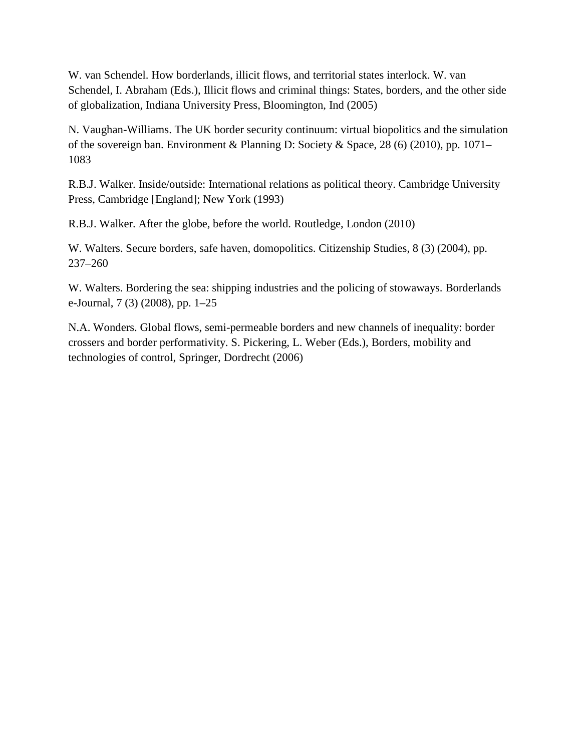W. van Schendel. How borderlands, illicit flows, and territorial states interlock. W. van Schendel, I. Abraham (Eds.), Illicit flows and criminal things: States, borders, and the other side of globalization, Indiana University Press, Bloomington, Ind (2005)

N. Vaughan-Williams. The UK border security continuum: virtual biopolitics and the simulation of the sovereign ban. Environment & Planning D: Society & Space, 28 (6) (2010), pp. 1071–1083

R.B.J. Walker. Inside/outside: International relations as political theory. Cambridge University Press, Cambridge [England]; New York (1993)

R.B.J. Walker. After the globe, before the world. Routledge, London (2010)

W. Walters. Secure borders, safe haven, domopolitics. Citizenship Studies, 8 (3) (2004), pp. 237–260

W. Walters. Bordering the sea: shipping industries and the policing of stowaways. Borderlands e-Journal, 7 (3) (2008), pp. 1–25

N.A. Wonders. Global flows, semi-permeable borders and new channels of inequality: border crossers and border performativity. S. Pickering, L. Weber (Eds.), Borders, mobility and technologies of control, Springer, Dordrecht (2006)